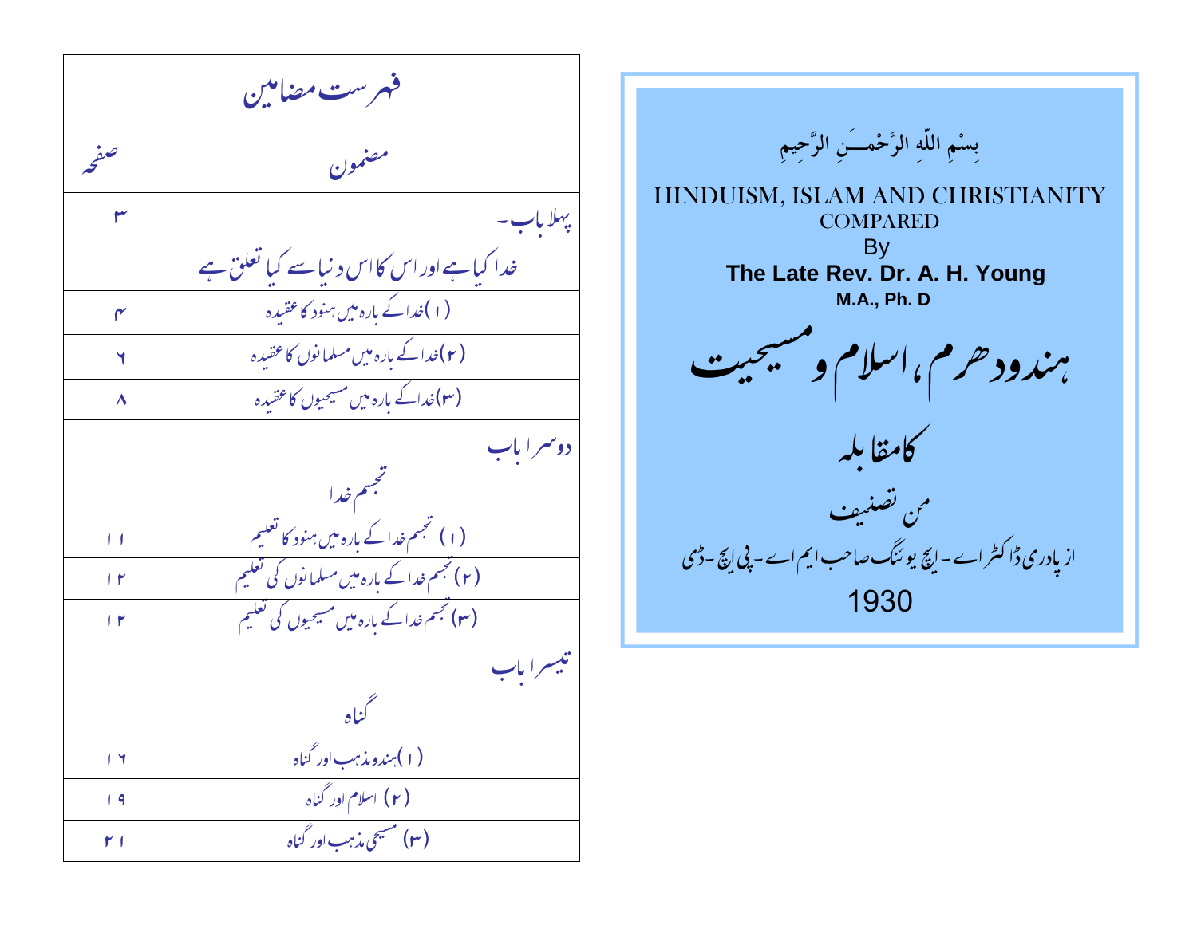بِسْمِ اللّٰهِ الرَّحْمٰــَنِ الرَّحِيمِ

# HINDUISM, ISLAM AND CHRISTIANITY COMPARED

By

**The Late Rev. Dr. A. H. Young**

**M.A., Ph. D**

# ہندودھرم، اسلام و مسیحیت

## کامقابلہ

من تصنیف

از پادری ڈاکٹر اے۔ ایچ یوئنگ صاحب ایم اے۔ پی ایچ۔ ڈی

1930

## فہرست مضامین

| مضمون | صفحہ |
|---|---|
| پہلا باب۔ خدا کیا ہے اور اس کا اس دنیا سے کیا تعلق ہے | ۳ |
| (۱) خدا کے بارہ میں ہنود کا عقیدہ | ۴ |
| (۲) خدا کے بارہ میں مسلمانوں کا عقیدہ | ۶ |
| (۳) خدا کے بارہ میں مسیحیوں کا عقیدہ | ۸ |
| دوسرا باب تجسم خدا | |
| (۱) تجسم خدا کے بارہ میں ہنود کا تعلیم | ۱۱ |
| (۲) تجسم خدا کے بارہ میں مسلمانوں کی تعلیم | ۱۲ |
| (۳) تجسم خدا کے بارہ میں مسیحیوں کی تعلیم | ۱۲ |
| تیسرا باب گناہ | |
| (۱) ہندو مذہب اور گناہ | ۱۶ |
| (۲) اسلام اور گناہ | ۱۹ |
| (۳) مسیحی مذہب اور گناہ | ۲۱ |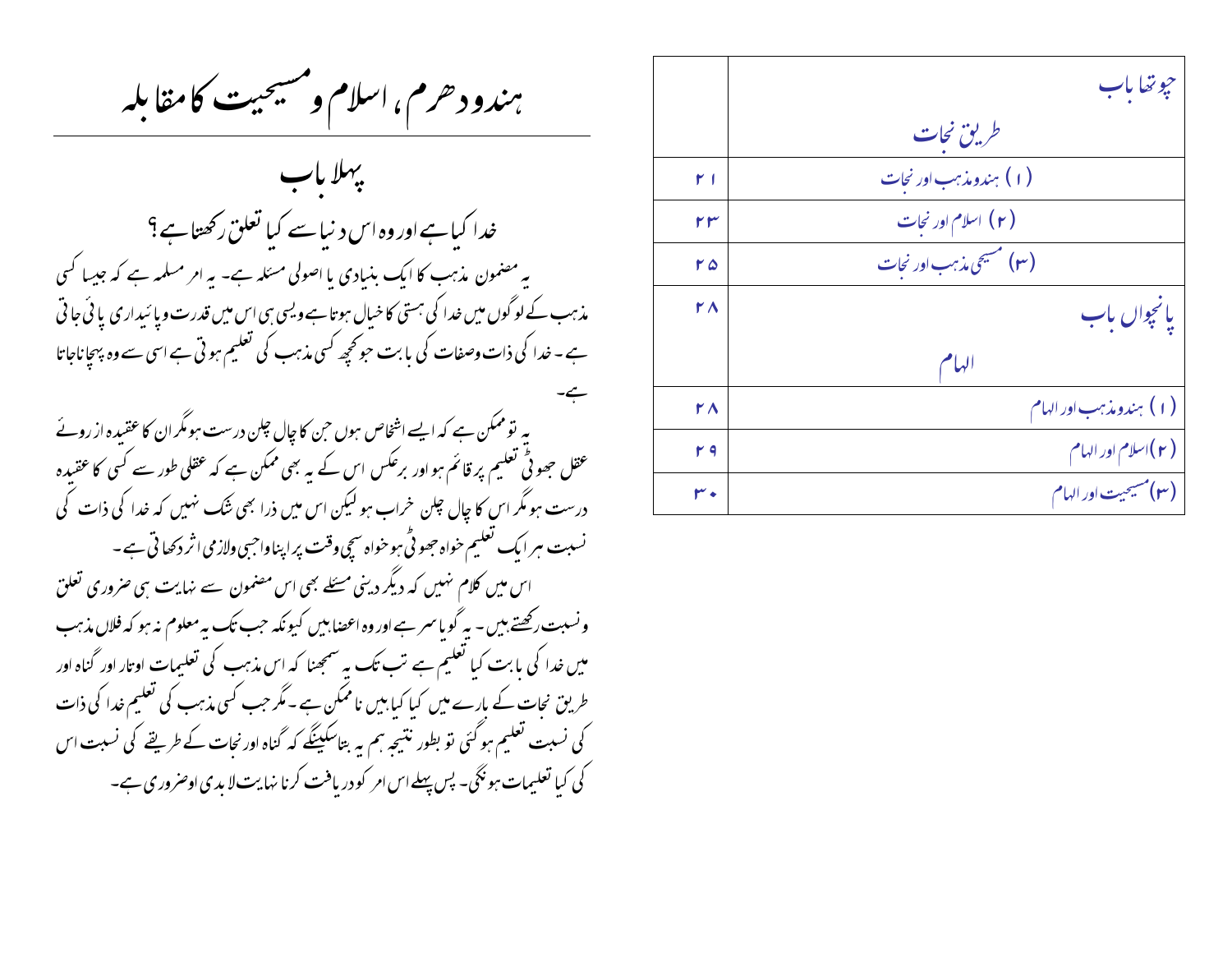| | |
|---|---|
| چوتھا باب<br>طریق نجات | |
| (۱) ہندومذہب اور نجات | ۲۱ |
| (۲) اسلام اور نجات | ۲۳ |
| (۳) مسیحی مذہب اور نجات | ۲۵ |
| پانچواں باب<br>الہام | ۲۸ |
| (۱) ہندومذہب اور الہام | ۲۸ |
| (۲)اسلام اور الہام | ۲۹ |
| (۳)مسیحیت اور الہام | ۳۰ |

# ہندو دھرم، اسلام و مسیحیت کا مقابلہ

## پہلا باب

### خدا کیا ہے اور وہ اس دنیا سے کیا تعلق رکھتا ہے؟

یہ مضمون مذہب کا ایک بنیادی یا اصولی مسئلہ ہے۔ یہ امر مسلمہ ہے کہ جیسا کسی مذہب کے لوگوں میں خدا کی ہستی کا خیال ہوتا ہے ویسی ہی اس میں قدرت وپائیداری پائی جاتی ہے۔ خدا کی ذات وصفات کی بابت جو کچھ کسی مذہب کی تعلیم ہوتی ہے اسی سے وہ پہچاناجاتا ہے۔

یہ تو ممکن ہے کہ ایسے اشخاص ہوں جن کا چال چلن درست ہو مگر ان کا عقیدہ ازروئے عقل جھوٹی تعلیم پر قائم ہو اور برعکس اس کے یہ بھی ممکن ہے کہ عقلی طور سے کسی کا عقیدہ درست ہو مگر اس کا چال چلن خراب ہو لیکن اس میں ذرا بھی شک نہیں کہ خدا کی ذات کی نسبت ہر ایک تعلیم خواہ جھوٹی ہو خواہ سچی وقت پر اپنا واجبی ولازمی اثر دکھاتی ہے۔

اس میں کلام نہیں کہ دیگر دینی مسئلے بھی اس مضمون سے نہایت ہی ضروری تعلق ونسبت رکھتے ہیں۔ یہ گویا سر ہے اور وہ اعضا ہیں کیونکہ جب تک یہ معلوم نہ ہو کہ فلاں مذہب میں خدا کی بابت کیا تعلیم ہے تب تک یہ سمجھنا کہ اس مذہب کی تعلیمات اوتار اور گناہ اور طریق نجات کے بارے میں کیا کیا ہیں ناممکن ہے۔ مگر جب کسی مذہب کی تعلیم خدا کی ذات کی نسبت تعلیم ہو گئی تو بطور نتیجہ ہم یہ بتاسکینگے کہ گناہ اور نجات کے طریقے کی نسبت اس کی کیا تعلیمات ہونگی۔ پس پہلے اس امر کو دریافت کرنا نہایت لابدی اوضروری ہے۔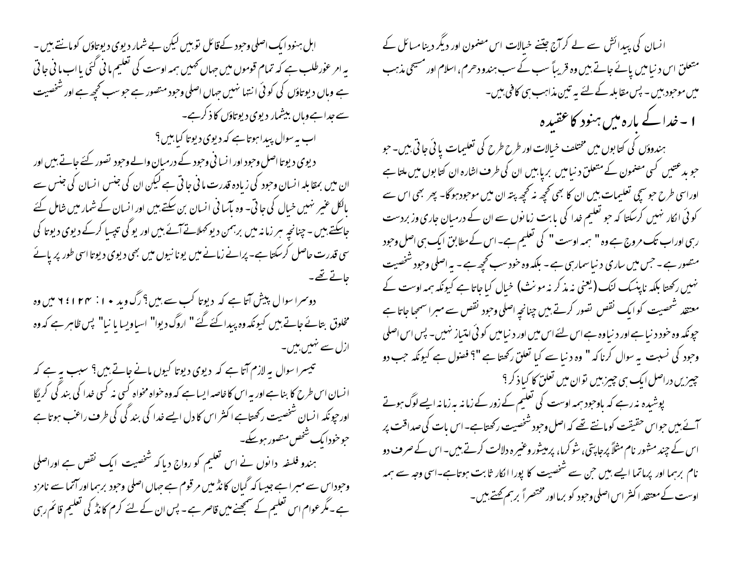انسان کی پیدائش سے لے کر آج جتنے خیالات اس مضمون اور دیگر دینا مسائل کے متعلق اس دنیا میں پائے جاتے ہیں وہ قریباً سب کے سب ہندو دھرم، اسلام اور مسیحی مذہب میں موجود ہیں۔ پس مقابلہ کے لئے یہ تین مذاہب ہی کافی ہیں۔

## ۱۔ خدا کے بارہ میں ہنود کا عقیدہ

ہندوؤں کی کتابوں میں مختلف خیالات اور طرح طرح کی تعلیمات پائی جاتی ہیں۔ جو جو بدعتیں کسی مضمون کے متعلق دنیا میں برپا ہیں ان کی طرف اشارہ ان کتابوں میں ملتا ہے اوراسی طرح جو سچی تعلیمات ہیں ان کا بھی کچھ نہ کچھ پتہ ان میں موجود ہوگا۔ پھر بھی اس سے کوئی انکار نہیں کرسکتا کہ جو تعلیم خدا کی بابت زمانوں سے ان کے درمیان جاری وز بردست رہی اور اب تک مروج ہے وہ " ہمہ اوست " کی تعلیم ہے۔ اس کے مطابق ایک ہی اصل وجود متصور ہے۔ جس میں ساری دنیا سمارہی ہے۔ بلکہ وہ خود سب کچھ ہے۔ یہ اصلی وجود شخصیت نہیں رکھتا بلکہ نایٹسک لنگ (یعنی نہ مذکر نہ مونث) خیال کیا جاتا ہے کیونکہ ہمہ اوست کے معتقد شخصیت کو ایک نقص تصور کرتے ہیں چنانچہ اصلی وجود نقص سے مبرا سمجھا جاتا ہے چونکہ وہ خود دنیا ہے اور دنیا وہ ہے اس لئے اس میں اور دنیا میں کوئی امتیاز نہیں۔ پس اس اصلی وجود کی نسبت یہ سوال کرنا کہ " وہ دنیا سے کیا تعلق رکھتا ہے "؟ فضول ہے کیونکہ جب دو چیزیں دراصل ایک ہی چیز ہیں تو ان میں تعلق کا کیا ذکر؟

پوشیدہ نہ رہے کہ باوجود ہمہ اوست کی تعلیم کے زور کے زمانہ بہ زمانہ ایسے لوگ ہوتے آئے ہیں جو اس حقیقت کو مانتے تھے کہ اصل وجود شخصیت رکھتا ہے۔ اس بات کی صداقت پر اس کے چند مشہور نام مثلاً پرجاپتی، شوکرما، پرمیشور وغیرہ دلالت کرتے ہیں۔ اس کے صرف دو نام برہما اور پرماتما ایسے ہیں جن سے شخصیت کا پورا انکار ثابت ہوتا ہے۔اسی وجہ سے ہمہ اوست کے معتقد اکثر اس اصلی وجود کو برما اور مختصراً برہم کہتے ہیں۔

اہل ہنود ایک اصلی وجود کے قائل تو ہیں لیکن بے شمار دیوی دیوتاؤں کو مانتے ہیں۔ یہ امر غور طلب ہے کہ تمام قوموں میں جہاں کہیں ہمہ اوست کی تعلیم مانی گئی یا اب مانی جاتی ہے وہاں دیوتاؤں کی کوئی انتہا نہیں جہاں اصلی وجود متصور ہے جو سب کچھ ہے اور شخصیت سے جدا ہے وہاں بیشمار دیوی دیوتاؤں کا ذکر ہے۔

اب یہ سوال پیدا ہوتا ہے کہ دیوی دیوتا کیا ہیں؟

دیوی دیوتا اصل وجود اور انسانی وجود کے درمیان والے وجود تصور کئے جاتے ہیں اور ان میں بمقابلہ انسان وجود کی زیادہ قدرت مانی جاتی ہے لیکن ان کی جنس انسان کی جنس سے بالکل غیر نہیں خیال کی جاتی۔ وہ بآسانی انسان بن سکتے ہیں اور انسان کے شمار میں شامل کئے جاسکتے ہیں۔ چنانچہ ہر زمانہ میں برہمن دیو کہلاتے آئے ہیں اور یوگی تپسیا کرکے دیوی دیوتا کی سی قدرت حاصل کرسکتا ہے۔ پرانے زمانے میں یونانیوں میں بھی دیوی دیوتا اسی طور پر پائے جاتے تھے۔

دوسرا سوال پیش آتا ہے کہ دیوتا کب سے ہیں؟ رگ وید ۱۰ : ۱۲۴ ؛ ۶ میں وہ مخلوق بتائے جاتے ہیں کیونکہ وہ پیدا کئے گئے " اروگ دیوا" اسیاویسا یا نیا" پس ظاہر ہے کہ وہ ازل سے نہیں ہیں۔

تیسرا سوال یہ لازم آتا ہے کہ دیوی دیوتا کیوں مانے جاتے ہیں؟ سبب یہ ہے کہ انسان اس طرح کا بنا ہے اور یہ اس کا خاصہ ایسا ہے کہ وہ خواہ مخواہ کسی نہ کسی خدا کی بندگی کریگا اور چونکہ انسان شخصیت رکھتا ہے اکثر اس کا دل ایسے خدا کی بندگی کی طرف راغب ہوتا ہے جو خود ایک شخص متصور ہوسکے۔

ہندو فلسفہ دانوں نے اس تعلیم کو رواج دیا کہ شخصیت ایک نقص ہے اوراصلی وجود اس سے مبرا ہے جیسا کہ گیان کانڈ میں مرقوم ہے جہاں اصلی وجود برہما اور آتما سے نامزد ہے۔ مگر عوام اس تعلیم کے سمجھنے میں قاصر ہے۔ پس ان کے لئے کرم کانڈ کی تعلیم قائم رہی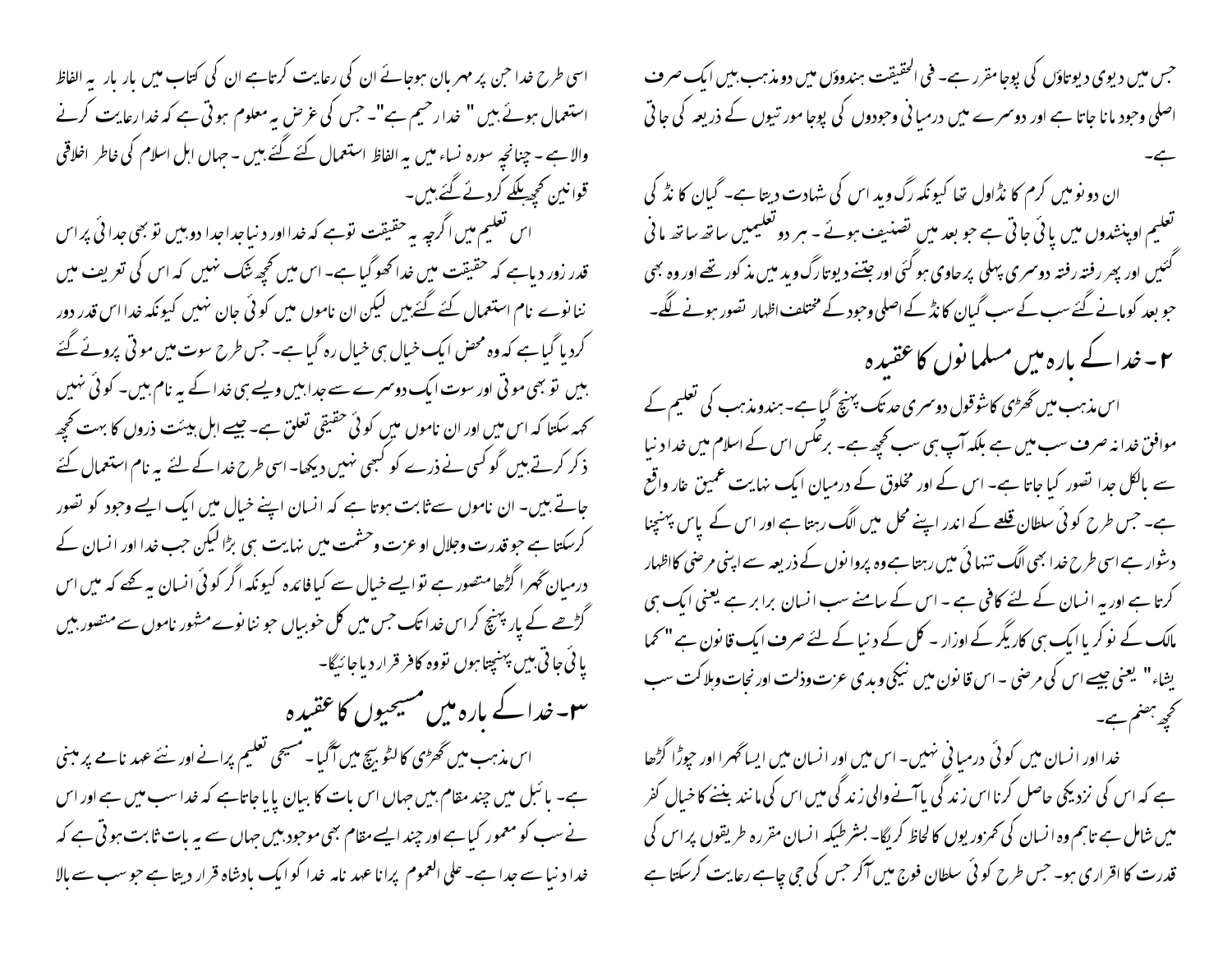جس میں دیوی دیوتاؤں کی پوجا مقرر ہے۔ فی الحقیقت ہندوؤں میں دو مذہب ہیں ایک صرف اصلی وجود مانا جاتا ہے اور دوسرے میں درمیانی وجودوں کی پوجا مورتیوں کے ذریعہ کی جاتی ہے۔

ان دونوں میں کرم کانڈ اول تھا کیونکہ رگ وید اس کی شہادت دیتا ہے۔ گیان کانڈ کی تعلیم اوپنشدوں میں پائی جاتی ہے جو بعد میں تصنیف ہوئے۔ ہر دو تعلیمیں ساتھ ساتھ مانی گئیں اور پھر رفتہ رفتہ دوسری پہلی پر حاوی ہو گئی اور جتنے دیوتا رگ وید میں مذکور تھے اور وہ بھی جو بعد کو مانے گئے سب کے سب گیان کانڈ کے اصلی وجود کے مختلف اظہار تصور ہونے لگے۔

## ۲۔ خدا کے بارہ میں مسلمانوں کا عقیدہ

اس مذہب میں گھڑی کا شوقول دوسری حد تک پہنچ گیا ہے۔ ہندو مذہب کی تعلیم کے موافق خدا نہ صرف سب میں ہے بلکہ آپ ہی سب کچھ ہے۔ برعکس اس کے اسلام میں خدا دنیا سے بالکل جدا تصور کیا جاتا ہے۔ اس کے اور مخلوق کے درمیان ایک نہایت عمیق غار واقع ہے۔ جس طرح کوئی سلطان قلعے کے اندر اپنے محل میں الگ رہتا ہے اور اس کے پاس پہنچنا دشوار ہے اسی طرح خدا بھی الگ تنہائی میں رہتا ہے وہ پروانوں کے ذریعہ سے اپنی مرضی کا اظہار کرتا ہے اور یہ انسان کے لئے کافی ہے۔ اس کے سامنے سب انسان برابر ہے یعنی ایک ہی مالک کے نوکر یا ایک ہی کاریگر کے اوزار۔ کل کے دنیا کے لئے صرف ایک قانون ہے "کما یشاء" یعنی جیسے اس کی مرضی۔ اس قانون میں نیکی وبدی عزت وذلت اور نجات وہلاکت سب کچھ ہضم ہے۔

خدا اور انسان میں کوئی درمیانی نہیں۔ اس میں اور انسان میں ایسا گہرا اور چوڑا گڑھا ہے کہ اس کی نزدیکی حاصل کرنا اس زندگی یا آنے والی زندگی میں اس کی مانند بننے کا خیال کفر میں شامل ہے تاہم وہ انسان کی کمزوریوں کا لحاظ کریگا۔ بشرطیکہ انسان مقررہ طریقوں پر اس کی قدرت کا اقراری ہو۔ جس طرح کوئی سلطان فوج میں آکر جس کی جی چاہے رعایت کرسکتا ہے اسی طرح خدا جن پر مہربان ہوجائے ان کی رعایت کرتا ہے ان کی کتاب میں بار بار یہ الفاظ استعمال ہوئے ہیں " خدا رحیم ہے"۔ جس کی غرض یہ معلوم ہوتی ہے کہ خدا رعایت کرنے والا ہے۔ چنانچہ سورہ نساء میں یہ الفاظ استعمال کئے گئے ہیں۔ جہاں اہل اسلام کی خاطر اخلاقی قوانین کچھ ہلکے کردئے گئے ہیں۔

اس تعلیم میں اگرچہ یہ حقیقت تو ہے کہ خدا اور دنیا جدا جدا دو ہیں تو بھی جدائی پر اس قدر زور دیا ہے کہ حقیقت میں خدا کھو گیا ہے۔ اس میں کچھ شک نہیں کہ اس کی تعریف میں ننانوے نام استعمال کئے گئے ہیں لیکن ان ناموں میں کوئی جان نہیں کیونکہ خدا اس قدر دور کردیا گیا ہے کہ وہ محض ایک خیال ہی خیال رہ گیا ہے۔ جس طرح سوت میں موتی پروئے گئے ہیں تو بھی موتی اور سوت ایک دوسرے سے جدا ہیں ویسے ہی خدا کے یہ نام ہیں۔ کوئی نہیں کہہ سکتا کہ اس میں اور ان ناموں میں کوئی حقیقی تعلق ہے۔ جیسے اہل ہیئت ذروں کا بہت کچھ ذکر کرتے ہیں گو کسی نے ذرے کو کبھی نہیں دیکھا۔ اسی طرح خدا کے لئے یہ نام استعمال کئے جاتے ہیں۔ ان ناموں سے ثابت ہوتا ہے کہ انسان اپنے خیال میں ایک ایسے وجود کو تصور کرسکتا ہے جو قدرت وجلال او عزت وحشمت میں نہایت ہی بڑا لیکن جب خدا اور انسان کے درمیان گہرا گڑھا متصور ہے تو ایسے خیال سے کیا فائدہ کیونکہ اگر کوئی انسان یہ کہے کہ میں اس گڑھے کے پار پہنچ کر اس خدا تک جس میں کل خوبیاں جو ننانوے مشہور ناموں سے متصور ہیں پائی جاتی ہیں پہنچتا ہوں تو وہ کافر قرار دیا جائیگا۔

## ۳۔ خدا کے بارہ میں مسیحیوں کا عقیدہ

اس مذہب میں گھڑی کا لٹو بیچ میں آگیا۔ مسیحی تعلیم پرانے اور نئے عہد نامے پر مبنی ہے۔ بائبل میں چند مقام ہیں جہاں اس بات کا بیان پایا جاتا ہے کہ خدا سب میں ہے اور اس نے سب کو معمور کیا ہے اور چند ایسے مقام بھی موجود ہیں جہاں سے یہ بات ثابت ہوتی ہے کہ خدا دنیا سے جدا ہے۔ علی العموم پرانا عہد نامہ خدا کو ایک بادشاہ قرار دیتا ہے جو سب سے بالا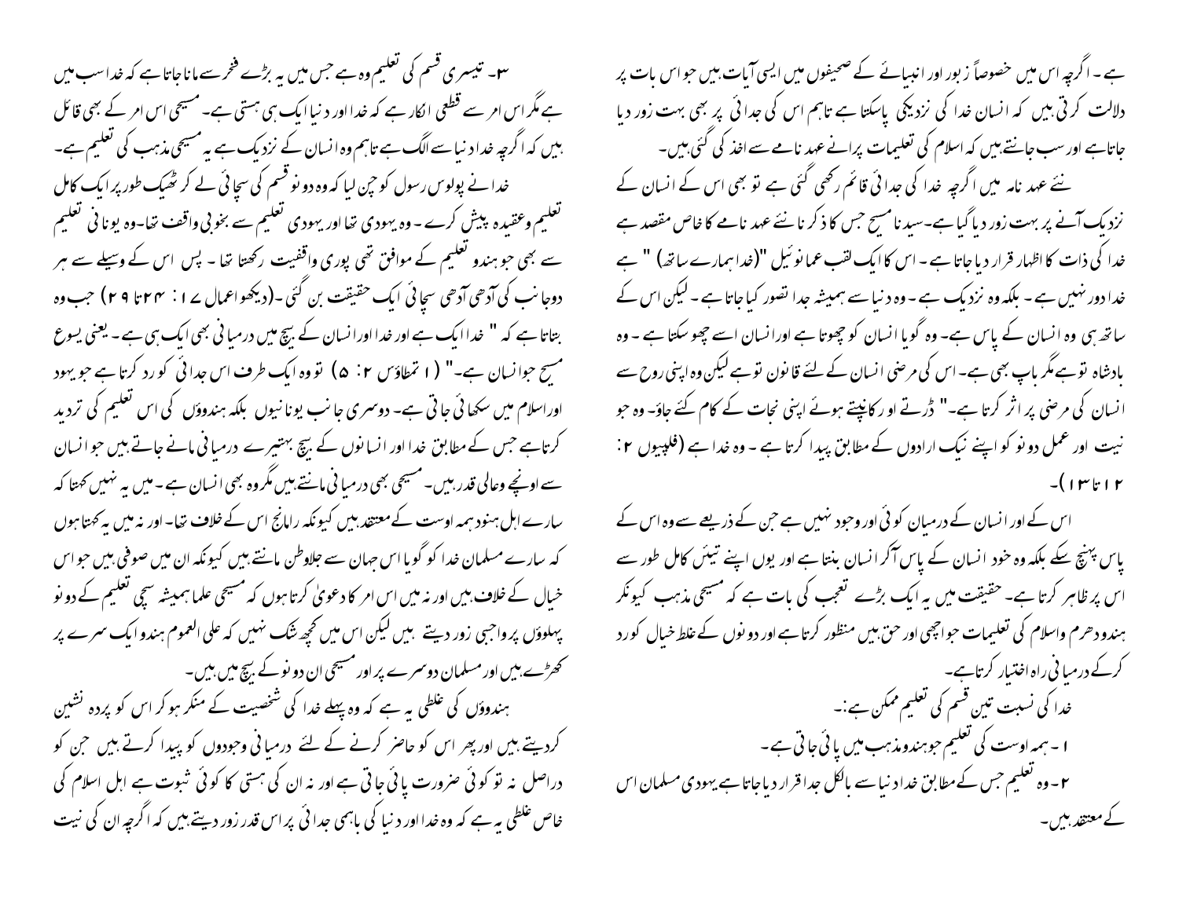ہے۔ اگرچہ اس میں خصوصاً زبور اور انبیائے کے صحیفوں میں ایسی آیات ہیں جو اس بات پر دلالت کرتی ہیں کہ انسان خدا کی نزدیکی پاسکتا ہے تاہم اس کی جدائی پر بھی بہت زور دیا جاتا ہے اور سب جانتے ہیں کہ اسلام کی تعلیمات پرانے عہد نامے سے اخذ کی گئی ہیں۔

نئے عہد نامہ میں اگرچہ خدا کی جدائی قائم رکھی گئی ہے تو بھی اس کے انسان کے نزدیک آنے پر بہت زور دیا گیا ہے۔سید نا مسیح جس کا ذکر نا نئے عہد نامے کا خاص مقصد ہے خدا کی ذات کا اظہار قرار دیا جاتا ہے۔ اس کا ایک لقب عمانوئیل "(خدا ہمارے ساتھ) " ہے خدا دور نہیں ہے۔ بلکہ وہ نزدیک ہے۔ وہ دنیا سے ہمیشہ جدا تصور کیا جاتا ہے۔ لیکن اس کے ساتھ ہی وہ انسان کے پاس ہے۔ وہ گویا انسان کو چھوتا ہے اور انسان اسے چھو سکتا ہے۔ وہ بادشاہ تو ہے مگر باپ بھی ہے۔ اس کی مرضی انسان کے لئے قانون تو ہے لیکن وہ اپنی روح سے انسان کی مرضی پر اثر کرتا ہے۔" ڈرتے اور کانپتے ہوئے اپنی نجات کے کام کئے جاؤ۔ وہ جو نیت اور عمل دونو کو اپنے نیک ارادوں کے مطابق پیدا کرتا ہے۔ وہ خدا ہے (فلپیوں ۲: ۱۲ تا ۱۳)۔

اس کے اور انسان کے درمیان کوئی اور وجود نہیں ہے جن کے ذریعے سے وہ اس کے پاس پہنچ سکے بلکہ وہ خود انسان کے پاس آکر انسان بنتا ہے اور یوں اپنے تیئں کامل طور سے اس پر ظاہر کرتا ہے۔ حقیقت میں یہ ایک بڑے تعجب کی بات ہے کہ مسیحی مذہب کیونکر ہندو دھرم واسلام کی تعلیمات جو اچھی اور حق ہیں منظور کرتا ہے اور دونوں کے غلط خیال کو رد کرکے درمیانی راہ اختیار کرتا ہے۔

خدا کی نسبت تین قسم کی تعلیم ممکن ہے:۔

۱۔ ہمہ اوست کی تعلیم جو ہندو مذہب میں پائی جاتی ہے۔

۲۔ وہ تعلیم جس کے مطابق خدا دنیا سے بالکل جدا قرار دیا جاتا ہے یہودی مسلمان اس کے معتقد ہیں۔

۳۔ تیسری قسم کی تعلیم وہ ہے جس میں یہ بڑے فخر سے مانا جاتا ہے کہ خدا سب میں ہے مگر اس امر سے قطعی انکار ہے کہ خدا اور دنیا ایک ہی ہستی ہے۔ مسیحی اس امر کے بھی قائل ہیں کہ اگرچہ خدا دنیا سے الگ ہے تاہم وہ انسان کے نزدیک ہے یہ مسیحی مذہب کی تعلیم ہے۔

خدا نے پولوس رسول کو چن لیا کہ وہ دونو قسم کی سچائی لے کر ٹھیک طور پر ایک کامل تعلیم وعقیدہ پیش کرے۔ وہ یہودی تھا اور یہودی تعلیم سے بخوبی واقف تھا۔وہ یونانی تعلیم سے بھی جو ہندو تعلیم کے موافق تھی پوری واقفیت رکھتا تھا۔ پس اس کے وسیلے سے ہر دوجانب کی آدھی آدھی سچائی ایک حقیقت بن گئی۔(دیکھو اعمال ۱۷: ۲۴تا ۲۹) جب وہ بتاتا ہے کہ " خدا ایک ہے اور خدا اور انسان کے بیچ میں درمیانی بھی ایک ہی ہے۔ یعنی یسوع مسیح جو انسان ہے۔" (۱ تمطاؤس ۲: ۵) تو وہ ایک طرف اس جدائی کو رد کرتا ہے جو یہود اوراسلام میں سکھائی جاتی ہے۔ دوسری جانب یونانیوں بلکہ ہندوؤں کی اس تعلیم کی تردید کرتا ہے جس کے مطابق خدا اور انسانوں کے بیچ بہتیرے درمیانی مانے جاتے ہیں جو انسان سے اونچے وعالی قدر ہیں۔ مسیحی بھی درمیانی مانتے ہیں مگر وہ بھی انسان ہے۔ میں یہ نہیں کہتا کہ سارے اہل ہنود ہمہ اوست کے معتقد ہیں کیونکہ رامانج اس کے خلاف تھا۔ اور نہ میں یہ کہتا ہوں کہ سارے مسلمان خدا کو گویا اس جہان سے جلاوطن مانتے ہیں کیونکہ ان میں صوفی ہیں جو اس خیال کے خلاف ہیں اور نہ میں اس امر کا دعویٰ کرتا ہوں کہ مسیحی علما ہمیشہ سچی تعلیم کے دونو پہلوؤں پر واجبی زور دیتے ہیں لیکن اس میں کچھ شک نہیں کہ علی العموم ہندو ایک سرے پر کھڑے ہیں اور مسلمان دوسرے پر اور مسیحی ان دونو کے بیچ میں ہیں۔

ہندوؤں کی غلطی یہ ہے کہ وہ پہلے خدا کی شخصیت کے منکر ہو کر اس کو پردہ نشین کردیتے ہیں اور پھر اس کو حاضر کرنے کے لئے درمیانی وجودوں کو پیدا کرتے ہیں جن کو دراصل نہ تو کوئی ضرورت پائی جاتی ہے اور نہ ان کی ہستی کا کوئی ثبوت ہے اہل اسلام کی خاص غلطی یہ ہے کہ وہ خدا اور دنیا کی باہمی جدائی پر اس قدر زور دیتے ہیں کہ اگرچہ ان کی نیت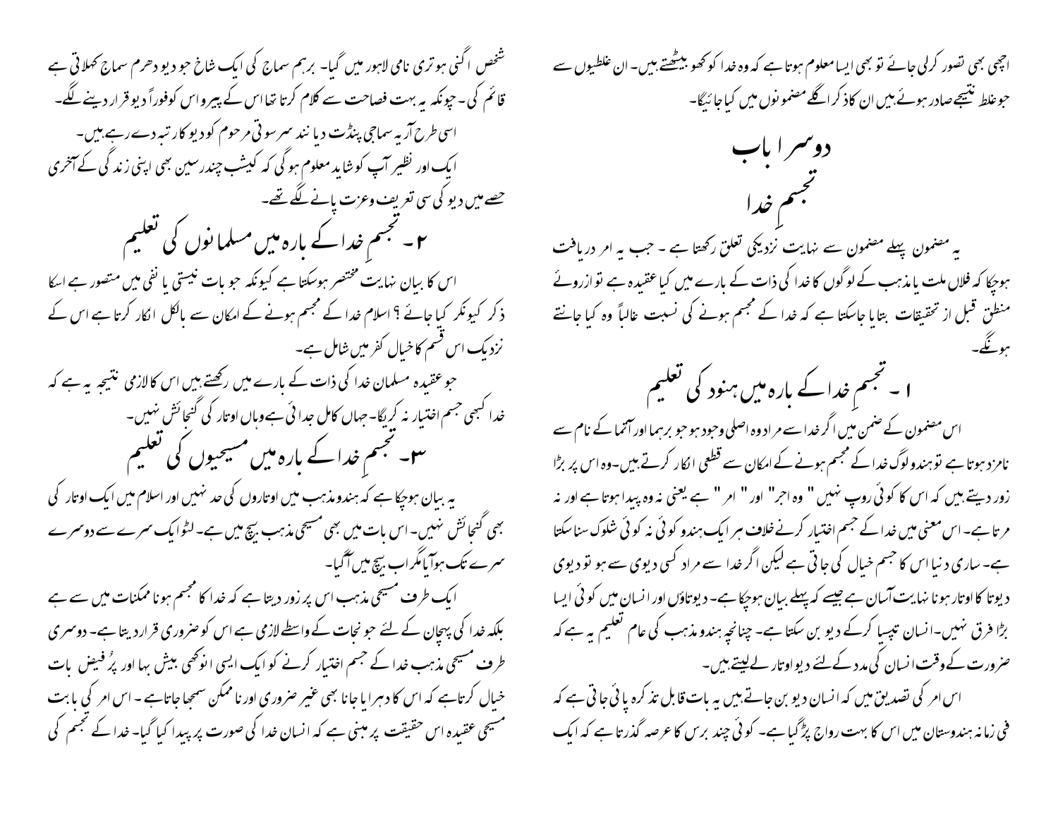اچھی بھی تصور کرلی جائے تو بھی ایسا معلوم ہوتا ہے کہ وہ خدا کو کھو بیٹھتے ہیں۔ ان غلطیوں سے جو غلط نتیجے صادر ہوئے ہیں ان کا ذکر اگلے مضمونوں میں کیا جائیگا۔

# دوسرا باب

## تجسمِ خدا

یہ مضمون پہلے مضمون سے نہایت نزدیکی تعلق رکھتا ہے ۔ جب یہ امر دریافت ہوچکا کہ فلاں ملت یا مذہب کے لوگوں کا خدا کی ذات کے بارے میں کیا عقیدہ ہے تو ازروئے منطق قبل از تحقیقات بتایا جاسکتا ہے کہ خدا کے مجسم ہونے کی نسبت غالباً وہ کیا جانتے ہونگے۔

### ۱۔ تجسمِ خدا کے بارہ میں ہنود کی تعلیم

اس مضمون کے ضمن میں اگر خدا سے مراد وہ اصلی وجود ہو جو برہما اور آتما کے نام سے نامزد ہوتا ہے تو ہندو لوگ خدا کے مجسم ہونے کے امکان سے قطعی انکار کرتے ہیں۔وہ اس پر بڑا زور دیتے ہیں کہ اس کا کوئی روپ نہیں " وہ اجر" اور " امر " ہے یعنی نہ وہ پیدا ہوتا ہے اور نہ مرتا ہے۔ اس معنی میں خدا کے جسم اختیار کرنے خلاف ہر ایک ہندو کوئی نہ کوئی شلوک سنا سکتا ہے۔ ساری دنیا اس کا جسم خیال کی جاتی ہے لیکن اگر خدا سے مراد کسی دیوی سے ہو تو دیوی دیوتا کا اوتار ہونا نہایت آسان ہے جیسے کہ پہلے بیان ہوچکا ہے۔ دیوتاؤں اور انسان میں کوئی ایسا بڑا فرق نہیں۔انسان تپسیا کرکے دیو بن سکتا ہے۔ چنانچہ ہندو مذہب کی عام تعلیم یہ ہے کہ ضرورت کے وقت انسان کی مدد کے لئے دیو اوتار لے لیتے ہیں۔

اس امر کی تصدیق میں کہ انسان دیو بن جاتے ہیں یہ بات قابل تذکرہ پائی جاتی ہے کہ فی زمانہ ہندوستان میں اس کا بہت رواج پڑ گیا ہے۔ کوئی چند برس کا عرصہ گذرتا ہے کہ ایک شخص اگنی ہوتری نامی لاہور میں گیا۔ برہم سماج کی ایک شاخ جو دیو دھرم سماج کہلاتی ہے قائم کی۔ چونکہ یہ بہت فصاحت سے کلام کرتا تھا اس کے پیرو اس کو فوراً دیو قرار دینے لگے۔

اسی طرح آریہ سماجی پنڈت دیا نند سرسوتی مرحوم کو دیو کا رتبہ دے رہے ہیں۔

ایک اور نظیر آپ کو شاید معلوم ہوگی کہ کیشب چندر سین بھی اپنی زندگی کے آخری حصے میں دیو کی سی تعریف وعزت پانے لگے تھے۔

### ۲۔ تجسمِ خدا کے بارہ میں مسلمانوں کی تعلیم

اس کا بیان نہایت مختصر ہوسکتا ہے کیونکہ جو بات نیستی یا نفی میں متصور ہے اسکا ذکر کیونکر کیا جائے ؟ اسلام خدا کے مجسم ہونے کے امکان سے بالکل انکار کرتا ہے اس کے نزدیک اس قسم کا خیال کفر میں شامل ہے۔

جو عقیدہ مسلمان خدا کی ذات کے بارے میں رکھتے ہیں اس کا لازمی نتیجہ یہ ہے کہ خدا کبھی جسم اختیار نہ کریگا۔ جہاں کامل جدائی ہے وہاں اوتار کی گنجائش نہیں۔

### ۳۔ تجسمِ خدا کے بارہ میں مسیحیوں کی تعلیم

یہ بیان ہوچکا ہے کہ ہندو مذہب میں اوتاروں کی حد نہیں اور اسلام میں ایک اوتار کی بھی گنجائش نہیں۔ اس بات میں بھی مسیحی مذہب بیچ میں ہے۔ لٹو ایک سرے سے دوسرے سرے تک ہوآیا مگر اب بیچ میں آگیا۔

ایک طرف مسیحی مذہب اس پر زور دیتا ہے کہ خدا کا مجسم ہونا ممکنات میں سے ہے بلکہ خدا کی پہچان کے لئے جو نجات کے واسطے لازمی ہے اس کو ضروری قرار دیتا ہے۔ دوسری طرف مسیحی مذہب خدا کے جسم اختیار کرنے کو ایک ایسی انوکھی بیش بہا اور پُر فیض بات خیال کرتا ہے کہ اس کا دہرایا جانا بھی غیر ضروری اور ناممکن سمجھا جاتا ہے ۔ اس امر کی بابت مسیحی عقیدہ اس حقیقت پر مبنی ہے کہ انسان خدا کی صورت پر پیدا کیا گیا۔ خدا کے تجسم کی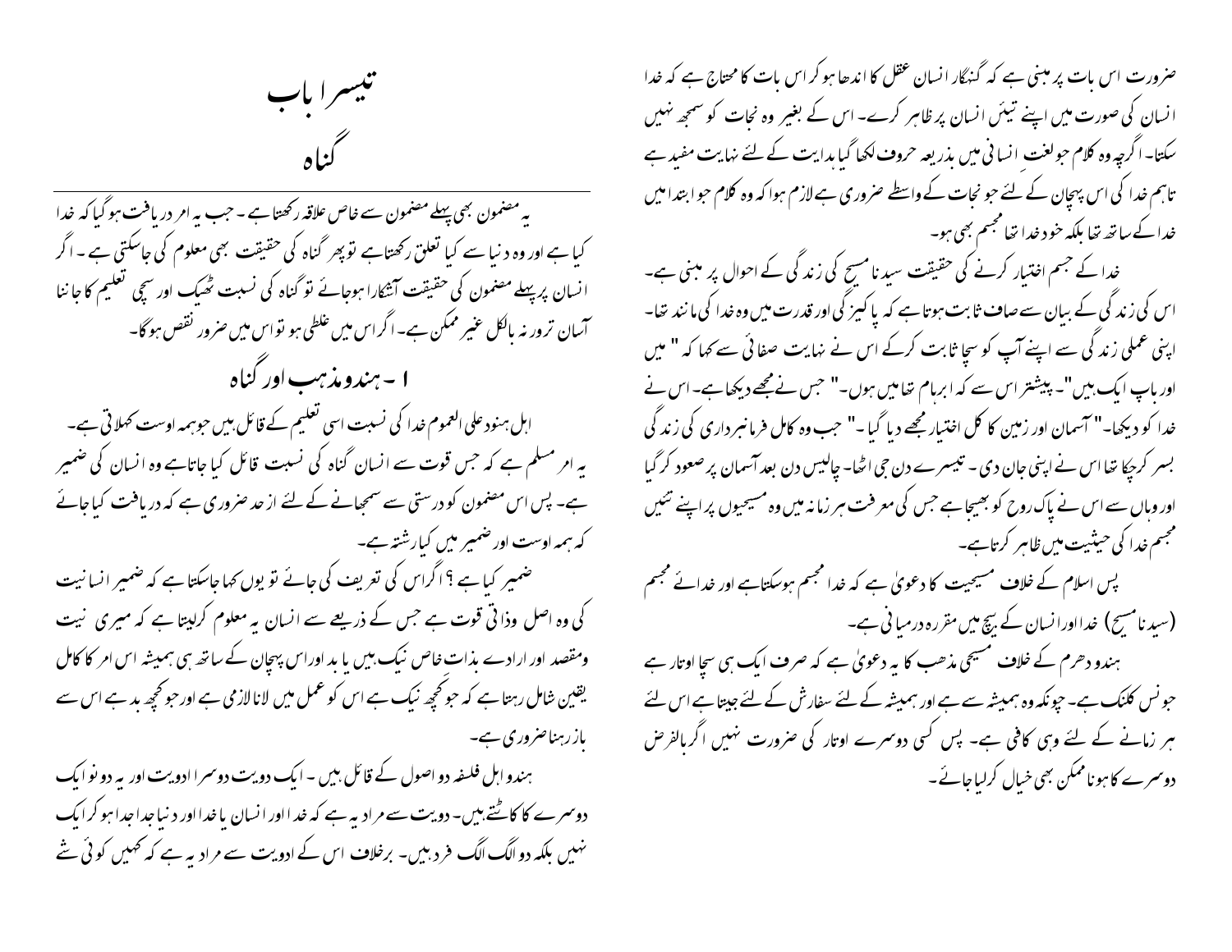ضرورت اس بات پر مبنی ہے کہ گنہگار انسان عقل کا اندھا ہو کر اس بات کا محتاج ہے کہ خدا انسان کی صورت میں اپنے تیئں انسان پر ظاہر کرے۔ اس کے بغیر وہ نجات کو سمجھ نہیں سکتا۔ اگرچہ وہ کلام جو لغت انسانی میں بذریعہ حروف لکھا گیا ہدایت کے لئے نہایت مفید ہے تاہم خدا کی اس پہچان کے لئے جو نجات کے واسطے ضروری ہے لازم ہوا کہ وہ کلام جو ابتدا میں خدا کے ساتھ تھا بلکہ خود خدا تھا مجسم بھی ہو۔

خدا کے جسم اختیار کرنے کی حقیقت سیدنا مسیح کی زندگی کے احوال پر مبنی ہے۔ اس کی زندگی کے بیان سے صاف ثابت ہوتا ہے کہ پاکیزگی اور قدرت میں وہ خدا کی مانند تھا۔ اپنی عملی زندگی سے اپنے آپ کو سچا ثابت کرکے اس نے نہایت صفائی سے کہا کہ " میں اور باپ ایک ہیں"۔ پیشتر اس سے کہ ابرہام تھا میں ہوں۔" جس نے مجھے دیکھا ہے۔ اس نے خدا کو دیکھا۔" آسمان اور زمین کا کل اختیار مجھے دیا گیا۔" جب وہ کامل فرمانبرداری کی زندگی بسر کرچکا تھا اس نے اپنی جان دی۔ تیسرے دن جی اٹھا۔ چالیس دن بعد آسمان پر صعود کرگیا اور وہاں سے اس نے پاک روح کو بھیجا ہے جس کی معرفت ہر زمانہ میں وہ مسیحیوں پر اپنے تیئں مجسم خدا کی حیثیت میں ظاہر کرتا ہے۔

پس اسلام کے خلاف مسیحیت کا دعویٰ ہے کہ خدا مجسم ہوسکتا ہے اور خدائے مجسم (سیدنا مسیح) خدا اور انسان کے بیچ میں مقررہ درمیانی ہے۔

ہندو دھرم کے خلاف مسیحی مذہب کا یہ دعویٰ ہے کہ صرف ایک ہی سچا اوتار ہے جو نِس کلنک ہے۔ چونکہ وہ ہمیشہ سے ہے اور ہمیشہ کے لئے سفارش کے لئے جیتا ہے اس لئے ہر زمانے کے لئے وہی کافی ہے۔ پس کسی دوسرے اوتار کی ضرورت نہیں اگر بالفرض دوسرے کا ہونا ممکن بھی خیال کرلیا جائے۔

# تیسرا باب
## گناہ

یہ مضمون بھی پہلے مضمون سے خاص علاقہ رکھتا ہے۔ جب یہ امر دریافت ہو گیا کہ خدا کیا ہے اور وہ دنیا سے کیا تعلق رکھتا ہے تو پھر گناہ کی حقیقت بھی معلوم کی جاسکتی ہے۔ اگر انسان پر پہلے مضمون کی حقیقت آشکارا ہوجائے تو گناہ کی نسبت ٹھیک اور سچی تعلیم کا جاننا آسان تر ورنہ بالکل غیر ممکن ہے۔ اگر اس میں غلطی ہو تو اس میں ضرور نقص ہوگا۔

### ۱۔ ہندو مذہب اور گناہ

اہل ہنود علی العموم خدا کی نسبت اسی تعلیم کے قائل ہیں جو ہمہ اوست کہلاتی ہے۔ یہ امر مسلم ہے کہ جس قوت سے انسان گناہ کی نسبت قائل کیا جاتا ہے وہ انسان کی ضمیر ہے۔ پس اس مضمون کو درستی سے سمجھانے کے لئے از حد ضروری ہے کہ دریافت کیا جائے کہ ہمہ اوست اور ضمیر میں کیا رشتہ ہے۔

ضمیر کیا ہے ؟ اگر اس کی تعریف کی جائے تو یوں کہا جاسکتا ہے کہ ضمیر انسانیت کی وہ اصل وذاتی قوت ہے جس کے ذریعے سے انسان یہ معلوم کرلیتا ہے کہ میری نیت ومقصد اور ارادے بذات خاص نیک ہیں یا بد اور اس پہچان کے ساتھ ہی ہمیشہ اس امر کا کامل یقین شامل رہتا ہے کہ جو کچھ نیک ہے اس کو عمل میں لانا لازمی ہے اور جو کچھ بد ہے اس سے باز رہنا ضروری ہے۔

ہندو اہل فلسفہ دو اصول کے قائل ہیں۔ ایک دویت دوسرا ادویت اور یہ دونو ایک دوسرے کا کاٹتے ہیں۔ دویت سے مراد یہ ہے کہ خدا اور انسان یا خدا اور دنیا جدا جدا ہو کر ایک نہیں بلکہ دو الگ الگ فرد ہیں۔ برخلاف اس کے ادویت سے مراد یہ ہے کہ کہیں کوئی شے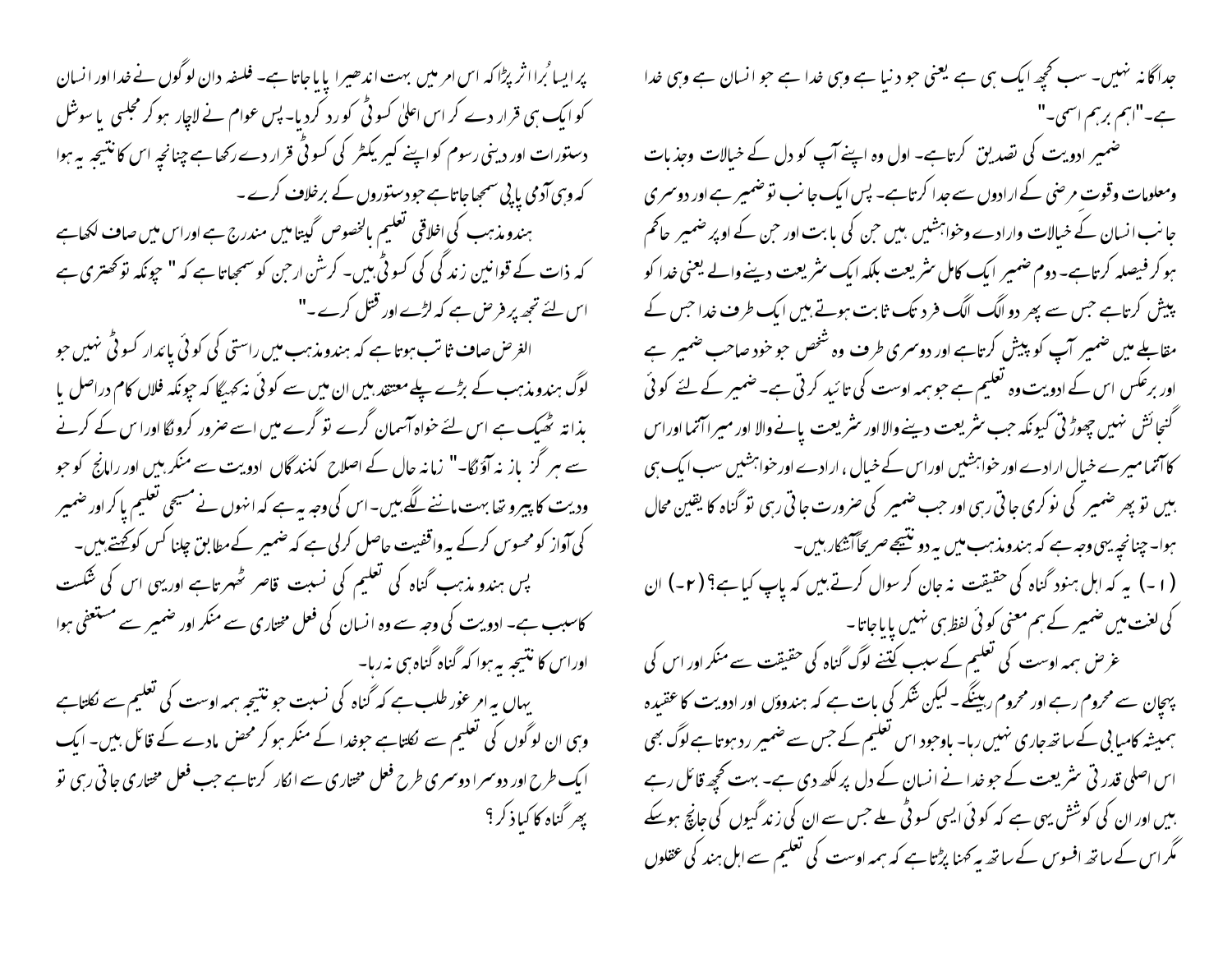جدا گانہ نہیں۔ سب کچھ ایک ہی ہے یعنی جو دنیا ہے وہی خدا ہے جو انسان ہے وہی خدا ہے۔"اہم برہم اسمی۔"

ضمیر ادویت کی تصدیق کرتاہے۔ اول وہ اپنے آپ کو دل کے خیالات وجذبات ومعلومات وقوت مرضی کے ارادوں سے جدا کرتاہے۔ پس ایک جانب تو ضمیر ہے اور دوسری جانب انسان کے خیالات وارادے وخواہشیں ہیں جن کی بابت اور جن کے اوپر ضمیر حاکم ہو کر فیصلہ کرتاہے۔ دوم ضمیر ایک کامل شریعت بلکہ ایک شریعت دینے والے یعنی خدا کو پیش کرتاہے جس سے پھر دو الگ الگ فرد تک ثابت ہوتے ہیں ایک طرف خدا جس کے مقابلے میں ضمیر آپ کو پیش کرتاہے اور دوسری طرف وہ شخص جو خود صاحب ضمیر ہے اور برعکس اس کے ادویت وہ تعلیم ہے جو ہمہ اوست کی تائید کرتی ہے۔ ضمیر کے لئے کوئی گنجائش نہیں چھوڑتی کیونکہ جب شریعت دینے والا اور شریعت پانے والا اور میرا آتما اور اس کا آتما میرے خیال ارادے اور خواہشیں اور اس کے خیال، ارادے اور خواہشیں سب ایک ہی ہیں تو پھر ضمیر کی نوکری جاتی رہی اور جب ضمیر کی ضرورت جاتی رہی تو گناہ کا یقین محال ہوا۔ چنانچہ یہی وجہ ہے کہ ہندومذہب میں یہ دو نتیجے صریحاً آشکار ہیں۔

(۱-) یہ کہ اہل ہنود گناہ کی حقیقت نہ جان کر سوال کرتے ہیں کہ پاپ کیا ہے؟ (۲-) ان کی لغت میں ضمیر کے ہم معنی کوئی لفظ ہی نہیں پایا جاتا۔

غرض ہمہ اوست کی تعلیم کے سبب کتنے لوگ گناہ کی حقیقت سے منکر اور اس کی پہچان سے محروم رہے اور محروم رہینگے۔ لیکن شکر کی بات ہے کہ ہندوؤں اور ادویت کا عقیدہ ہمیشہ کامیابی کے ساتھ جاری نہیں رہا۔ باوجود اس تعلیم کے جس سے ضمیر رد ہوتاہے لوگ بھی اس اصلی قدرتی شریعت کے جو خدا نے انسان کے دل پر لکھ دی ہے۔ بہت کچھ قائل رہے ہیں اور ان کی کوشش یہی ہے کہ کوئی ایسی کسوٹی ملے جس سے ان کی زندگیوں کی جانچ ہوسکے مگر اس کے ساتھ افسوس کے ساتھ یہ کہنا پڑتاہے کہ ہمہ اوست کی تعلیم سے اہل ہند کی عقلوں پر ایسا بُرا اثر پڑا کہ اس امر میں بہت اندھیرا پایا جاتاہے۔ فلسفہ دان لوگوں نے خدا اور انسان کو ایک ہی قرار دے کر اس اعلیٰ کسوٹی کو رد کردیا۔ پس عوام نے لاچار ہو کر مجلسی یا سوشل دستورات اور دینی رسوم کو اپنے کیریکٹر کی کسوٹی قرار دے رکھا ہے چنانچہ اس کا نتیجہ یہ ہوا کہ وہی آدمی پاپی سمجھا جاتاہے جو دستوروں کے برخلاف کرے۔

ہندومذہب کی اخلاقی تعلیم بالخصوص گیتا میں مندرج ہے اور اس میں صاف لکھاہے کہ ذات کے قوانین زندگی کی کسوٹی ہیں۔ کرشن ارجن کو سمجھاتا ہے کہ " چونکہ تو کھتری ہے اس لئے تجھ پر فرض ہے کہ لڑے اور قتل کرے۔"

الغرض صاف ثابت ہوتا ہے کہ ہندومذہب میں راستی کی کوئی پائدار کسوٹی نہیں جو لوگ ہندومذہب کے بڑے پلے معتقد ہیں ان میں سے کوئی نہ کہیگا کہ چونکہ فلاں کام دراصل یا بذاتہ ٹھیک ہے اس لئے خواہ آسمان گرے تو گرے میں اسے ضرور کرونگا اور اس کے کرنے سے ہرگز باز نہ آؤنگا۔" زمانہ حال کے اصلاح کنندگاں ادویت سے منکر ہیں اور رامانج کو جو ودیت کا پیرو تھا بہت ماننے لگے ہیں۔ اس کی وجہ یہ ہے کہ انہوں نے مسیحی تعلیم پاکر اور ضمیر کی آواز کو محسوس کرکے یہ واقفیت حاصل کرلی ہے کہ ضمیر کے مطابق چلنا کس کو کہتے ہیں۔

پس ہندو مذہب گناہ کی تعلیم کی نسبت قاصر ٹھہرتاہے اور یہی اس کی شکست کا سبب ہے۔ ادویت کی وجہ سے وہ انسان کی فعل مختاری سے منکر اور ضمیر سے مستعفی ہوا اور اس کا نتیجہ یہ ہوا کہ گناہ گناہ ہی نہ رہا۔

یہاں یہ امر غور طلب ہے کہ گناہ کی نسبت جو نتیجہ ہمہ اوست کی تعلیم سے نکلتاہے وہی ان لوگوں کی تعلیم سے نکلتاہے جو خدا کے منکر ہوکر محض مادے کے قائل ہیں۔ ایک ایک طرح اور دوسرا دوسری طرح فعل مختاری سے انکار کرتاہے جب فعل مختاری جاتی رہی تو پھر گناہ کا کیا ذکر؟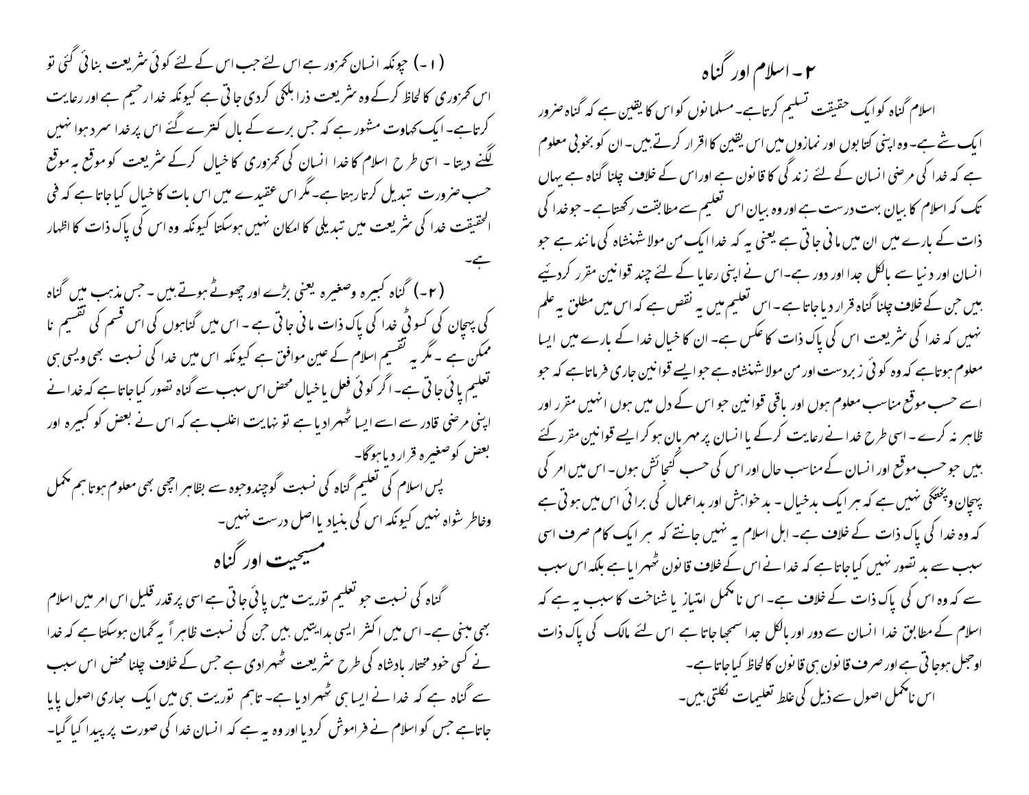## ۲۔ اسلام اور گناہ

اسلام گناہ کو ایک حقیقت تسلیم کرتا ہے۔ مسلمانوں کو اس کا یقین ہے کہ گناہ ضرور ایک شے ہے۔ وہ اپنی کتابوں اور نمازوں میں اس یقین کا اقرار کرتے ہیں۔ ان کو بخوبی معلوم ہے کہ خدا کی مرضی انسان کے لئے زندگی کا قانون ہے اوراس کے خلاف چلنا گناہ ہے یہاں تک کہ اسلام کا بیان بہت درست ہے اور وہ بیان اس تعلیم سے مطابقت رکھتا ہے۔ جو خدا کی ذات کے بارے میں ان میں مانی جاتی ہے یعنی یہ کہ خدا ایک من مولا شہنشاہ کی مانند ہے جو انسان اور دنیا سے بالکل جدا اور دور ہے۔اس نے اپنی رعایا کے لئے چند قوانین مقرر کردئیے ہیں جن کے خلاف چلنا گناہ قرار دیا جاتا ہے۔ اس تعلیم میں یہ نقص ہے کہ اس میں مطلق یہ علم نہیں کہ خدا کی شریعت اس کی پاک ذات کا عکس ہے۔ ان کا خیال خدا کے بارے میں ایسا معلوم ہوتا ہے کہ وہ کوئی زبردست اور من مولا شہنشاہ ہے جو ایسے قوانین جاری فرماتا ہے کہ جو اسے حسب موقع مناسب معلوم ہوں اور باقی قوانین جو اس کے دل میں ہوں انہیں مقرر اور ظاہر نہ کرے۔ اسی طرح خدا نے رعایت کرکے یا انسان پر مہربان ہو کر ایسے قوانین مقرر کئے ہیں جو حسب موقع اور انسان کے مناسب حال اور اس کی حسب گنجائش ہوں۔ اس میں امر کی پہچان وپختگی نہیں ہے کہ ہر ایک بدخیال ۔ بدخواہش اور بداعمال کی برائی اس میں ہوتی ہے کہ وہ خدا کی پاک ذات کے خلاف ہے۔ اہل اسلام یہ نہیں جانتے کہ ہر ایک کام صرف اسی سبب سے بد تصور نہیں کیا جاتا ہے کہ خدا نے اس کے خلاف قانون ٹھہرایا ہے بلکہ اس سبب سے کہ وہ اس کی پاک ذات کے خلاف ہے۔ اس نامکمل امتیاز یا شناخت کا سبب یہ ہے کہ اسلام کے مطابق خدا انسان سے دور اور بالکل جدا سمجھا جاتا ہے اس لئے مالک کی پاک ذات اوجھل ہوجاتی ہے اور صرف قانون ہی قانون کا لحاظ کیا جاتا ہے۔

اس نامکمل اصول سے ذیل کی غلط تعلیمات نکلتی ہیں۔

(۱۔) چونکہ انسان کمزور ہے اس لئے جب اس کے لئے کوئی شریعت بنائی گئی تو اس کمزوری کا لحاظ کرکے وہ شریعت ذرا ہلکی کردی جاتی ہے کیونکہ خدا رحیم ہے اور رعایت کرتا ہے۔ ایک کہاوت مشہور ہے کہ جس برے کے بال کترے گئے اس پر خدا سرد ہوا نہیں لگنے دیتا ۔ اسی طرح اسلام کا خدا انسان کی کمزوری کا خیال کرکے شریعت کو موقع بہ موقع حسب ضرورت تبدیل کرتا رہتا ہے۔مگر اس عقیدے میں اس بات کا خیال کیا جاتا ہے کہ فی الحقیقت خدا کی شریعت میں تبدیلی کا امکان نہیں ہوسکتا کیونکہ وہ اس کی پاک ذات کا اظہار ہے۔

(۲۔) گناہ کبیرہ وصغیرہ یعنی بڑے اور چھوٹے ہوتے ہیں ۔ جس مذہب میں گناہ کی پہچان کی کسوٹی خدا کی پاک ذات مانی جاتی ہے ۔ اس میں گناہوں کی اس قسم کی تقسیم نا ممکن ہے ۔ مگر یہ تقسیم اسلام کے عین موافق ہے کیونکہ اس میں خدا کی نسبت بھی ویسی ہی تعلیم پائی جاتی ہے۔ اگر کوئی فعل یا خیال محض اس سبب سے گناہ تصور کیا جاتا ہے کہ خدا نے اپنی مرضی قادر سے اسے ایسا ٹھہرادیا ہے تو نہایت اغلب ہے کہ اس نے بعض کو کبیرہ اور بعض کو صغیرہ قرار دیا ہوگا۔

پس اسلام کی تعلیم گناہ کی نسبت گوچندوجوہ سے بظاہر اچھی بھی معلوم ہوتا ہم مکمل وخاطر شواہ نہیں کیونکہ اس کی بنیاد یا اصل درست نہیں۔

## مسیحیت اور گناہ

گناہ کی نسبت جو تعلیم توریت میں پائی جاتی ہے اسی پر قدر قلیل اس امر میں اسلام بھی مبنی ہے۔ اس میں اکثر ایسی ہدایتیں ہیں جن کی نسبت ظاہراً یہ گمان ہوسکتا ہے کہ خدا نے کسی خود مختار بادشاہ کی طرح شریعت ٹھہرادی ہے جس کے خلاف چلنا محض اس سبب سے گناہ ہے کہ خدا نے ایسا ہی ٹھہرادیا ہے۔ تاہم توریت ہی میں ایک بھاری اصول پایا جاتا ہے جس کو اسلام نے فراموش کردیا اور وہ یہ ہے کہ انسان خدا کی صورت پر پیدا کیا گیا۔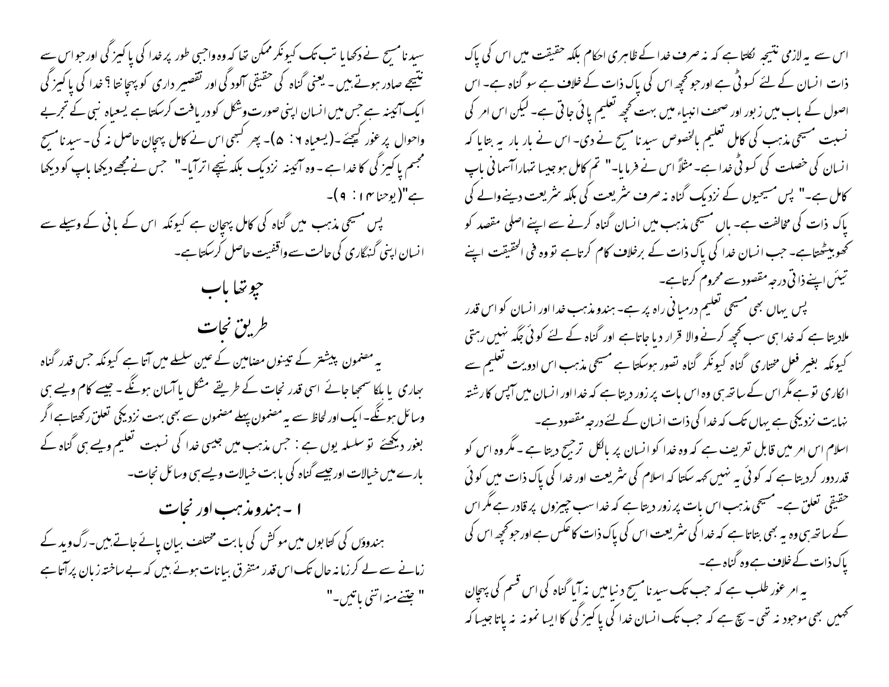اس سے یہ لازمی نتیجہ نکلتا ہے کہ نہ صرف خدا کے ظاہری احکام بلکہ حقیقت میں اس کی پاک ذات انسان کے لئے کسوٹی ہے اور جو کچھ اس کی پاک ذات کے خلاف ہے سو گناہ ہے۔ اس اصول کے باب میں زبور اور صحف انبیاء میں بہت کچھ تعلیم پائی جاتی ہے۔ لیکن اس امر کی نسبت مسیحی مذہب کی کامل تعلیم بالخصوص سیدنا مسیح نے دی۔ اس نے بار بار یہ بتایا کہ انسان کی خصلت کی کسوٹی خدا ہے۔ مثلاً اس نے فرمایا۔" تم کامل ہو جیسا تمہارا آسمانی باپ کامل ہے۔" پس مسیحیوں کے نزدیک گناہ نہ صرف شریعت کی بلکہ شریعت دینے والے کی پاک ذات کی مخالفت ہے۔ ہاں مسیحی مذہب میں انسان گناہ کرنے سے اپنے اصلی مقصد کو کھو بیٹھتا ہے۔ جب انسان خدا کی پاک ذات کے برخلاف کام کرتا ہے تو وہ فی الحقیقت اپنے تیئں اپنے ذاتی درجہ مقصود سے محروم کرتا ہے۔

پس یہاں بھی مسیحی تعلیم درمیانی راہ پر ہے۔ ہندو مذہب خدا اور انسان کو اس قدر ملادیتا ہے کہ خدا ہی سب کچھ کرنے والا قرار دیا جاتا ہے اور گناہ کے لئے کوئی جگہ نہیں رہتی کیونکہ بغیر فعل مختاری گناہ کیونکر گناہ تصور ہوسکتا ہے مسیحی مذہب اس ادویت تعلیم سے انکاری تو ہے مگر اس کے ساتھ ہی وہ اس بات پر زور دیتا ہے کہ خدا اور انسان میں آپس کا رشتہ نہایت نزدیکی ہے یہاں تک کہ خدا کی ذات انسان کے لئے درجہ مقصود ہے۔

اسلام اس امر میں قابل تعریف ہے کہ وہ خدا کو انسان پر بالکل ترجیح دیتا ہے۔ مگر وہ اس کو قدر دور کردیتا ہے کہ کوئی یہ نہیں کہہ سکتا کہ اسلام کی شریعت اور خدا کی پاک ذات میں کوئی حقیقی تعلق ہے۔ مسیحی مذہب اس بات پر زور دیتا ہے کہ خدا سب چیزوں پر قادر ہے مگر اس کے ساتھ ہی وہ یہ بھی بتاتا ہے کہ خدا کی شریعت اس کی پاک ذات کا عکس ہے اور جو کچھ اس کی پاک ذات کے خلاف ہے وہ گناہ ہے۔

یہ امر غور طلب ہے کہ جب تک سیدنا مسیح دنیا میں نہ آیا گناہ کی اس قسم کی پہچان کہیں بھی موجود نہ تھی۔ سچ ہے کہ جب تک انسان خدا کی پاکیزگی کا ایسا نمونہ نہ پاتا جیسا کہ سیدنا مسیح نے دکھایا تب تک کیونکر ممکن تھا کہ وہ واجبی طور پر خدا کی پاکیزگی اور جو اس سے نتیجے صادر ہوتے ہیں۔ یعنی گناہ کی حقیقی آلودگی اور تقصیر داری کو پہچانتا؟ خدا کی پاکیزگی کی ایک آئینہ ہے جس میں انسان اپنی صورت وشکل کو دریافت کرسکتا ہے یسعیاہ نبی کے تجربے واحوال پر غور کیجئے۔(یسعیاہ ۶ : ۵)۔ پھر کبھی اس نے کامل پہچان حاصل نہ کی۔ سیدنا مسیح مجسم پاکیزگی کا خدا ہے۔ وہ آئینہ نزدیک بلکہ نیچے اتر آیا۔" جس نے مجھے دیکھا باپ کو دیکھا ہے"(یوحنا ۱۴ : ۹)۔

پس مسیحی مذہب میں گناہ کی کامل پہچان ہے کیونکہ اس کے بانی کے وسیلے سے انسان اپنی گنہگاری کی حالت سے واقفیت حاصل کرسکتا ہے۔

# چوتھا باب

## طریق نجات

یہ مضمون پیشتر کے تینوں مضامین کے عین سلسلے میں آتا ہے کیونکہ جس قدر گناہ بھاری یا ہلکا سمجھا جائے اسی قدر نجات کے طریقے مشکل یا آسان ہونگے۔ جیسے کام ویسے ہی وسائل ہونگے۔ ایک اور لحاظ سے یہ مضمون پہلے مضمون سے بھی بہت نزدیکی تعلق رکھتا ہے اگر بغور دیکھئے تو سلسلہ یوں ہے : جس مذہب میں جیسی خدا کی نسبت تعلیم ویسے ہی گناہ کے بارے میں خیالات اور جیسے گناہ کی بابت خیالات ویسے ہی وسائل نجات۔

### ۱ ۔ ہندو مذہب اور نجات

ہندوؤں کی کتابوں میں موکش کی بابت مختلف بیان پائے جاتے ہیں۔ رگ وید کے زمانے سے لے کر زمانہ حال تک اس قدر متفرق بیانات ہوئے ہیں کہ بے ساختہ زبان پر آتا ہے " جتنے منہ اتنی باتیں۔"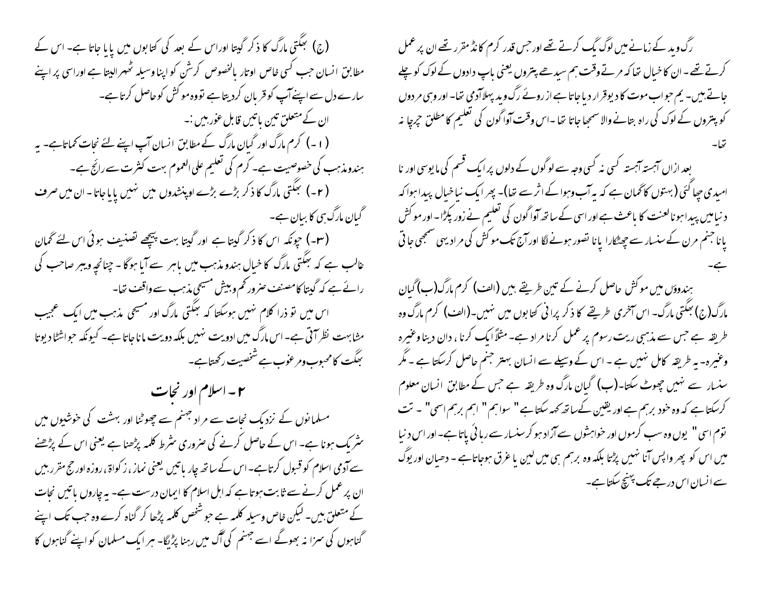رگ وید کے زمانے میں لوگ یگ کرتے تھے اور جس قدر کرم کانڈ مقرر تھے ان پر عمل کرتے تھے۔ ان کا خیال تھا کہ مرتے وقت ہم سیدھے پتروں یعنی باپ دادوں کے لوک کو چلے جاتے ہیں۔ یم جو اب موت کا دیوقرار دیا جاتا ہے از روئے رگ وید پہلا آدمی تھا۔ اور وہی مردوں کو پتروں کے لوک کی راہ بتانے والا سمجھا جاتا تھا۔ اس وقت آواگون کی تعلیم کا مطلق چرچا نہ تھا۔

بعد ازاں آہستہ آہستہ کسی نہ کسی وجہ سے لوگوں کے دلوں پر ایک قسم کی مایوسی اور نا امیدی چھا گئی (بہتوں کا گمان ہے کہ یہ آب وہوا کے اثر سے تھا)۔ پھر ایک نیا خیال پیدا ہوا کہ دنیا میں پیدا ہونا لعنت کا باعث ہے اور اسی کے ساتھ آواگون کی تعلیم نے زور پکڑا۔ اور موکش پانا جنم مرن کے سنسار سے چھٹکارا پانا تصور ہونے لگا اور آج تک موکش کی مراد یہی سمجھی جاتی ہے۔

ہندوؤں میں موکش حاصل کرنے کے تین طریقے ہیں (الف) کرم مارگ (ب) گیان مارگ (ج) بھگتی مارگ۔ اس آخری طریقے کا ذکر پرانی کتابوں میں نہیں۔ (الف) کرم مارگ وہ طریقہ ہے جس سے مذہبی ریت رسوم پر عمل کرنا مراد ہے۔ مثلاً ایک کرنا، دان دینا وغیرہ وغیرہ۔ یہ طریقہ کامل نہیں ہے۔ اس کے وسیلے سے انسان بہتر جنم حاصل کرسکتا ہے۔ مگر سنسار سے نہیں چھوٹ سکتا۔ (ب) گیان مارگ وہ طریقہ ہے جس کے مطابق انسان معلوم کرسکتا ہے کہ وہ خود برہم ہے اور یقین کے ساتھ کہہ سکتا ہے "سواہم" "اہم برہم اسمی" ۔ "تت توم اسی" یوں وہ سب کرموں اور خواہشوں سے آزاد ہو کر سنسار سے رہائی پاتا ہے۔ اور اس دنیا میں اس کو پھر واپس آنا نہیں پڑتا بلکہ وہ برہم ہی میں لین یا غرق ہوجاتا ہے۔ دھیان اور یوگ سے انسان اس درجے تک پہنچ سکتا ہے۔

(ج) بھگتی مارگ کا ذکر گیتا اور اس کے بعد کی کتابوں میں پایا جاتا ہے۔ اس کے مطابق انسان جب کسی خاص اوتار بالخصوص کرشن کو اپنا وسیلہ ٹھہرالیتا ہے اور اسی پر اپنے سارے دل سے اپنے آپ کو قربان کردیتا ہے تو وہ موکش کو حاصل کرتا ہے۔

ان کے متعلق تین باتیں قابل غور ہیں:-

(۱-) کرم مارگ اور گیان مارگ کے مطابق انسان آپ اپنے لئے نجات کماتا ہے۔ یہ ہندو مذہب کی خصوصیت ہے۔ کرم کی تعلیم علی العموم بہت کثرت سے رائج ہے۔

(۲-) بھگتی مارگ کا ذکر بڑے بڑے اوپنشدوں میں نہیں پایا جاتا۔ ان میں صرف گیان مارگ ہی کا بیان ہے۔

(۳-) چونکہ اس کا ذکر گیتا ہے اور گیتا بہت پیچھے تصنیف ہوئی اس لئے گمان غالب ہے کہ بھگتی مارگ کا خیال ہندو مذہب میں باہر سے آیا ہوگا۔ چنانچہ ویبر صاحب کی رائے ہے کہ گیتا کا مصنف ضرور کم وبیش مسیحی مذہب سے واقف تھا۔

اس میں تو ذرا کلام نہیں ہوسکتا کہ بھگتی مارگ اور مسیحی مذہب میں ایک عجیب مشابہت نظر آتی ہے۔ اس مارگ میں ادویت نہیں بلکہ دویت مانا جاتا ہے۔ کیونکہ جو اشٹا دیوتا بھگت کا محبوب ومرعوب ہے شخصیت رکھتا ہے۔

## ۲۔ اسلام اور نجات

مسلمانوں کے نزدیک نجات سے مراد جہنم سے چھوٹنا اور بہشت کی خوشیوں میں شریک ہونا ہے۔ اس کے حاصل کرنے کی ضروری شرط کلمہ پڑھنا ہے یعنی اس کے پڑھنے سے آدمی اسلام کو قبول کرتا ہے۔ اس کے ساتھ چار باتیں یعنی نماز، زکواۃ، روزہ اور حج مقرر ہیں ان پر عمل کرنے سے ثابت ہوتا ہے کہ اہل اسلام کا ایمان درست ہے۔ یہ چاروں باتیں نجات کے متعلق ہیں۔ لیکن خاص وسیلہ کلمہ ہے جو شخص کلمہ پڑھ کر گناہ کرے وہ جب تک اپنے گناہوں کی سزا نہ بھوگے اسے جہنم کی آگ میں رہنا پڑیگا۔ ہر ایک مسلمان کو اپنے گناہوں کا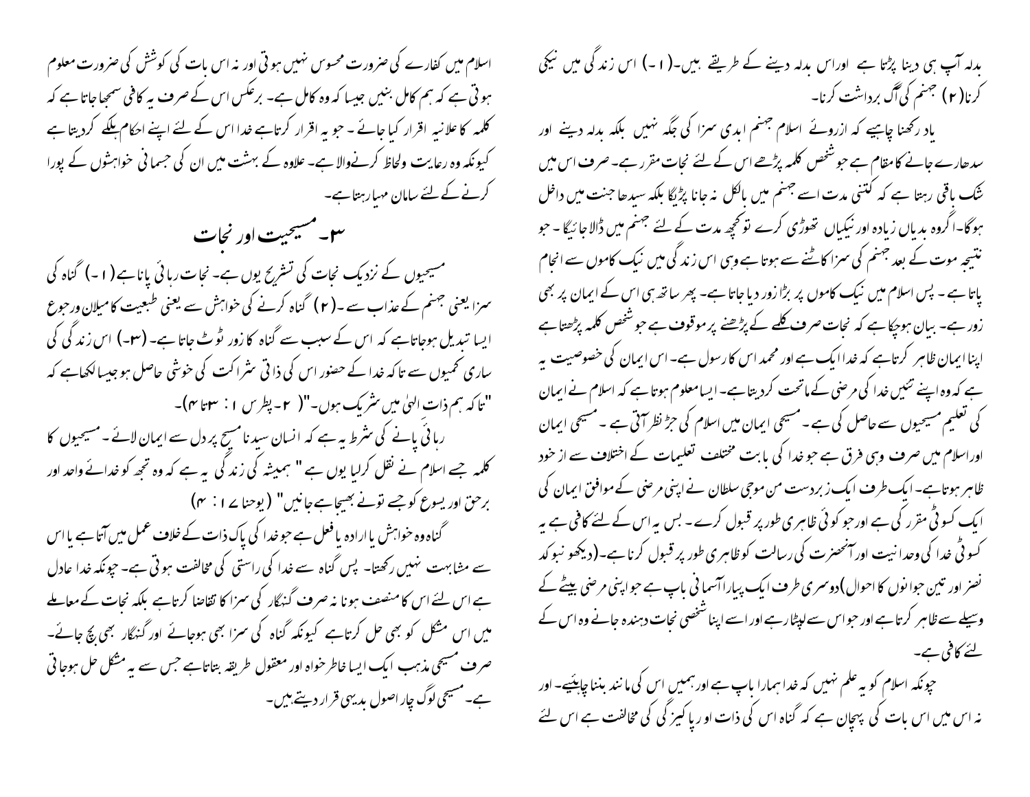بدلہ آپ ہی دینا پڑتا ہے اوراس بدلہ دینے کے طریقے ہیں۔(۱۔) اس زندگی میں نیکی کرنا(۲) جہنم کی آگ برداشت کرنا۔

یاد رکھنا چاہیے کہ ازروئے اسلام جہنم ابدی سزا کی جگہ نہیں بلکہ بدلہ دینے اور سدھارے جانے کا مقام ہے جوشخص کلمہ پڑھے اس کے لئے نجات مقرر ہے۔ صرف اس میں شک باقی رہتا ہے کہ کتنی مدت اسے جہنم میں بالکل نہ جانا پڑیگا بلکہ سیدھا جنت میں داخل ہوگا۔اگروہ بدیاں زیادہ اور نیکیاں تھوڑی کرے توکچھ مدت کے لئے جہنم میں ڈالا جائیگا۔ جو نتیجہ موت کے بعد جہنم کی سزا کاٹنے سے ہوتا ہے وہی اس زندگی میں نیک کاموں سے انجام پاتا ہے ۔ پس اسلام میں نیک کاموں پر بڑازور دیا جاتا ہے۔ پھر ساتھ ہی اس کے ایمان پر بھی زور ہے۔ بیان ہوچکا ہے کہ نجات صرف کلمے کے پڑھنے پر موقوف ہے جوشخص کلمہ پڑھتا ہے اپنا ایمان ظاہر کرتا ہے کہ خدا ایک ہے اور محمد اس کا رسول ہے۔ اس ایمان کی خصوصیت یہ ہے کہ وہ اپنے تئیں خدا کی مرضی کے ماتحت کردیتا ہے۔ ایسا معلوم ہوتا ہے کہ اسلام نے ایمان کی تعلیم مسیحیوں سے حاصل کی ہے ۔ مسیحی ایمان میں اسلام کی جڑ نظر آتی ہے ۔ مسیحی ایمان اوراسلام میں صرف وہی فرق ہے جو خدا کی بابت مختلف تعلیمات کے اختلاف سے از خود ظاہر ہوتا ہے۔ ایک طرف ایک زبردست من موجی سلطان نے اپنی مرضی کے موافق ایمان کی ایک کسوٹی مقرر کی ہے اور جو کوئی ظاہری طورپر قبول کرے ۔ بس یہ اس کے لئے کافی ہے یہ کسوٹی خدا کی وحدانیت اور آنحضرت کی رسالت کو ظاہری طور پر قبول کرنا ہے۔(دیکھو نبوکد نضر اور تین جوانوں کا احوال)دوسری طرف ایک پیارا آسمانی باپ ہے جواپنی مرضی بیٹے کے وسیلے سے ظاہر کرتا ہے اور جو اس سے لپٹا رہے اور اسے اپنا شخصی نجات دہندہ جانے وہ اس کے لئے کافی ہے۔

چونکہ اسلام کو یہ علم نہیں کہ خدا ہمارا باپ ہے اور ہمیں اس کی مانند بننا چاہیئے۔ اور نہ اس میں اس بات کی پہچان ہے کہ گناہ اس کی ذات اور پاکیزگی کی مخالفت ہے اس لئے اسلام میں کفارے کی ضرورت محسوس نہیں ہوتی اور نہ اس بات کی کوشش کی ضرورت معلوم ہوتی ہے کہ ہم کامل بنیں جیسا کہ وہ کامل ہے۔ برعکس اس کے صرف یہ کافی سمجھا جاتا ہے کہ کلمہ کا علانیہ اقرار کیا جائے ۔ جو یہ اقرار کرتا ہے خدا اس کے لئے اپنے احکام ہلکے کردیتا ہے کیونکہ وہ رعایت ولحاظ کرنےوالا ہے۔ علاوہ کے بہشت میں ان کی جسمانی خواہشوں کے پورا کرنے کے لئے سامان مہیا رہتا ہے۔

## ۳۔ مسیحیت اور نجات

مسیحیوں کے نزدیک نجات کی تشریح یوں ہے۔ نجات رہائی پانا ہے(۱۔) گناہ کی سزا یعنی جہنم کے عذاب سے ۔(۲) گناہ کرنے کی خواہش سے یعنی طبعیت کا میلان ورجوع ایسا تبدیل ہوجاتا ہے کہ اس کے سبب سے گناہ کا زور ٹوٹ جاتا ہے۔ (۳۔) اس زندگی کی ساری کمیوں سے تاکہ خدا کے حضور اس کی ذاتی شراکت کی خوشی حاصل ہو جیسا لکھا ہے کہ "تاکہ ہم ذات الہیٰ میں شریک ہوں۔"( ۲۔ پطرس ۱: ۳تا۴)۔

رہائی پانے کی شرط یہ ہے کہ انسان سیدنا مسیح پر دل سے ایمان لائے۔ مسیحیوں کا کلمہ جسے اسلام نے نقل کرلیا یوں ہے " ہمیشہ کی زندگی یہ ہے کہ وہ تجھ کو خدائے واحد اور برحق اور یسوع کو جسے تونے بھیجا ہے جانیں" (یوحنا ۱۷: ۴)

گناہ وہ خواہش یا ارادہ یا فعل ہے جو خدا کی پاک ذات کے خلاف عمل میں آتا ہے یا اس سے مشابہت نہیں رکھتا۔ پس گناہ سے خدا کی راستی کی مخالفت ہوتی ہے۔ چونکہ خدا عادل ہے اس لئے اس کا منصف ہونا نہ صرف گنہگار کی سزا کا تقاضا کرتا ہے بلکہ نجات کے معاملے میں اس مشکل کو بھی حل کرتا ہے کیونکہ گناہ کی سزا بھی ہوجائے اور گنہگار بھی بچ جائے۔ صرف مسیحی مذہب ایک ایسا خاطر خواہ اور معقول طریقہ بتاتا ہے جس سے یہ مشکل حل ہوجاتی ہے۔ مسیحی لوگ چار اصول بدیہی قرار دیتے ہیں۔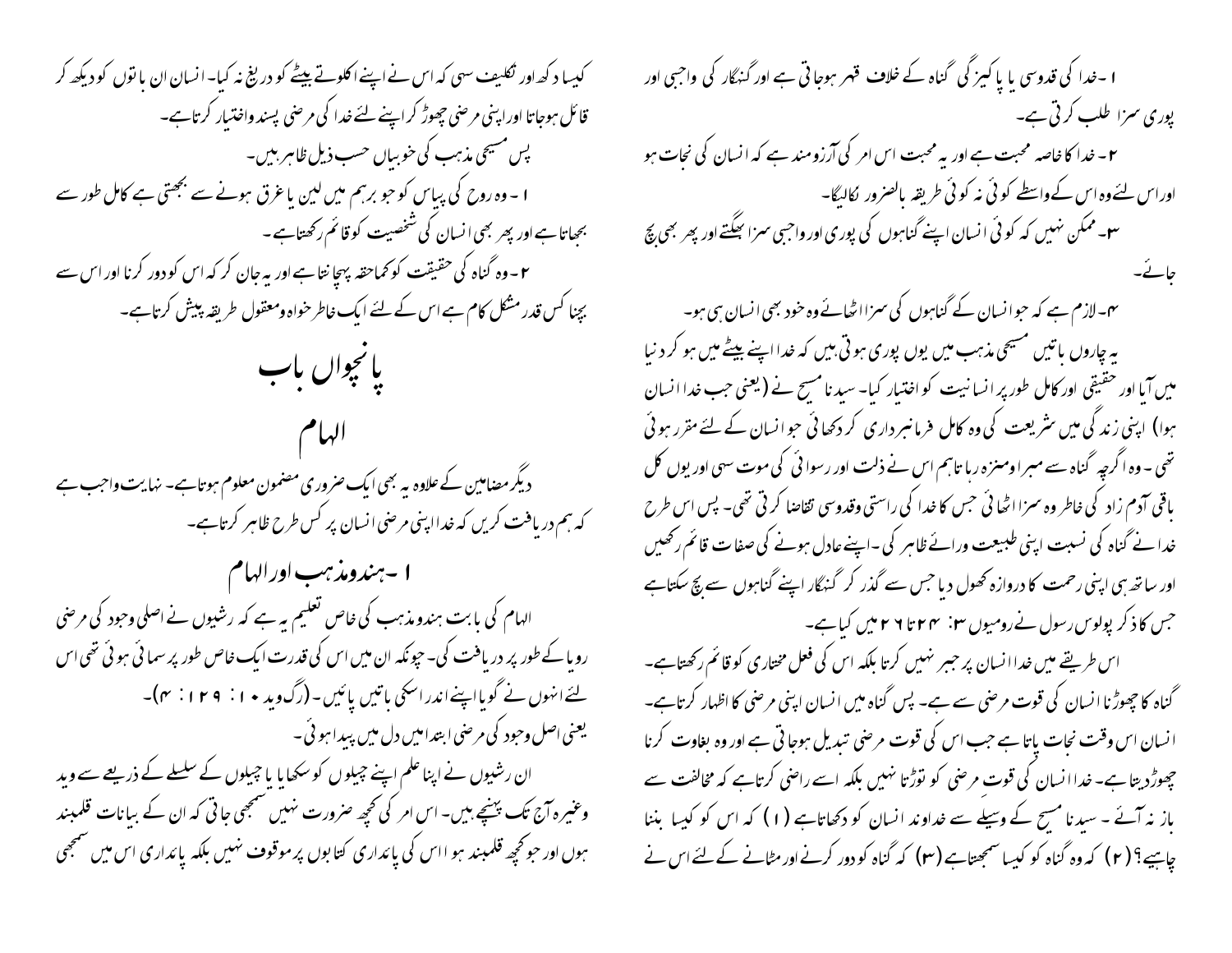۱۔خدا کی قدوسی یا پاکیزگی گناہ کے خلاف قہر ہوجاتی ہے اور گنہگار کی واجبی اور پوری سزا طلب کرتی ہے۔

۲۔خدا کا خاصہ محبت ہے اور یہ محبت اس امر کی آرزومند ہے کہ انسان کی نجات ہو اوراس لئے وہ اس کے واسطے کوئی نہ کوئی طریقہ بالضرور نکالیگا۔

۳۔ممکن نہیں کہ کوئی انسان اپنے گناہوں کی پوری اور واجبی سزا بھگتے اور پھر بھی بچ جائے۔

۴۔لازم ہے کہ جو انسان کے گناہوں کی سزا اٹھائے وہ خود بھی انسان ہی ہو۔

یہ چاروں باتیں مسیحی مذہب میں یوں پوری ہوتی ہیں کہ خدا اپنے بیٹے میں ہو کر دنیا میں آیا اور حقیقی اور کامل طورپر انسانیت کو اختیار کیا۔ سیدنا مسیح نے (یعنی جب خدا انسان ہوا) اپنی زندگی میں شریعت کی وہ کامل فرمانبرداری کر دکھائی جو انسان کے لئے مقرر ہوئی تھی۔ وہ اگرچہ گناہ سے مبرا ومنزہ رہا تاہم اس نے ذلت اور رسوائی کی موت سہی اور یوں کل باقی آدم زاد کی خاطر وہ سزا اٹھائی جس کا خدا کی راستی وقدوسی تقاضا کرتی تھی۔ پس اس طرح خدا نے گناہ کی نسبت اپنی طبیعت ورائے ظاہر کی۔اپنے عادل ہونے کی صفات قائم رکھیں اور ساتھ ہی اپنی رحمت کا دروازہ کھول دیا جس سے گذر کر گنہگار اپنے گناہوں سے بچ سکتا ہے جس کا ذکر پولوس رسول نے رومیوں ۳: ۲۴تا ۲۶ میں کیا ہے۔

اس طریقے میں خدا انسان پر جبر نہیں کرتا بلکہ اس کی فعل مختاری کو قائم رکھتا ہے۔ گناہ کا چھوڑنا انسان کی قوت مرضی سے ہے۔ پس گناہ میں انسان اپنی مرضی کا اظہار کرتا ہے۔ انسان اس وقت نجات پاتا ہے جب اس کی قوت مرضی تبدیل ہوجاتی ہے اور وہ بغاوت کرنا چھوڑدیتا ہے۔ خدا انسان کی قوت مرضی کو توڑتا نہیں بلکہ اسے راضی کرتا ہے کہ مخالفت سے باز نہ آئے ۔ سیدنا مسیح کے وسیلے سے خداوند انسان کو دکھاتا ہے (۱) کہ اس کو کیسا بننا چاہیے؟ (۲) کہ وہ گناہ کو کیسا سمجھتا ہے (۳) کہ گناہ کو دور کرنے اور مٹانے کے لئے اس نے کیسا دکھ اور تکلیف سہی کہ اس نے اپنے اکلوتے بیٹے کو دریغ نہ کیا۔ انسان ان باتوں کو دیکھ کر قائل ہوجاتا اوراپنی مرضی چھوڑ کر اپنے لئے خدا کی مرضی پسند واختیار کرتا ہے۔

پس مسیحی مذہب کی خوبیاں حسب ذیل ظاہر ہیں۔

۱۔وہ روح کی پیاس کو جو برہم میں لین یا غرق ہونے سے بجھتی ہے کامل طور سے بجھاتا ہے اور پھر بھی انسان کی شخصیت کو قائم رکھتا ہے۔

۲۔وہ گناہ کی حقیقت کو کماحقہ پہچانتا ہے اور یہ جان کر کہ اس کو دور کرنا اور اس سے بچنا کس قدر مشکل کام ہے اس کے لئے ایک خاطر خواہ ومعقول طریقہ پیش کرتا ہے۔

# پانچواں باب

## الہام

دیگر مضامین کے علاوہ یہ بھی ایک ضروری مضمون معلوم ہوتا ہے۔ نہایت واجب ہے کہ ہم دریافت کریں کہ خدا اپنی مرضی انسان پر کس طرح ظاہر کرتا ہے۔

### ۱۔ہندومذہب اور الہام

الہام کی بابت ہندومذہب کی خاص تعلیم یہ ہے کہ رشیوں نے اصلی وجود کی مرضی رویا کے طورپر دریافت کی۔ چونکہ ان میں اس کی قدرت ایک خاص طورپر سمائی ہوئی تھی اس لئے انہوں نے گویا اپنے اندر اسکی باتیں پائیں۔(رگ وید ۱۰: ۱۲۹: ۴)۔

یعنی اصل وجود کی مرضی ابتدا میں دل میں پیدا ہوئی۔

ان رشیوں نے اپنا علم اپنے چیلوں کو سکھایا یا چیلوں کے سلسلے کے ذریعے سے وید وغیرہ آج تک پہنچے ہیں۔ اس امر کی کچھ ضرورت نہیں سمجھی جاتی کہ ان کے بیانات قلمبند ہوں اور جو کچھ قلمبند ہوا اس کی پائداری کتابوں پر موقوف نہیں بلکہ پائداری اس میں سمجھی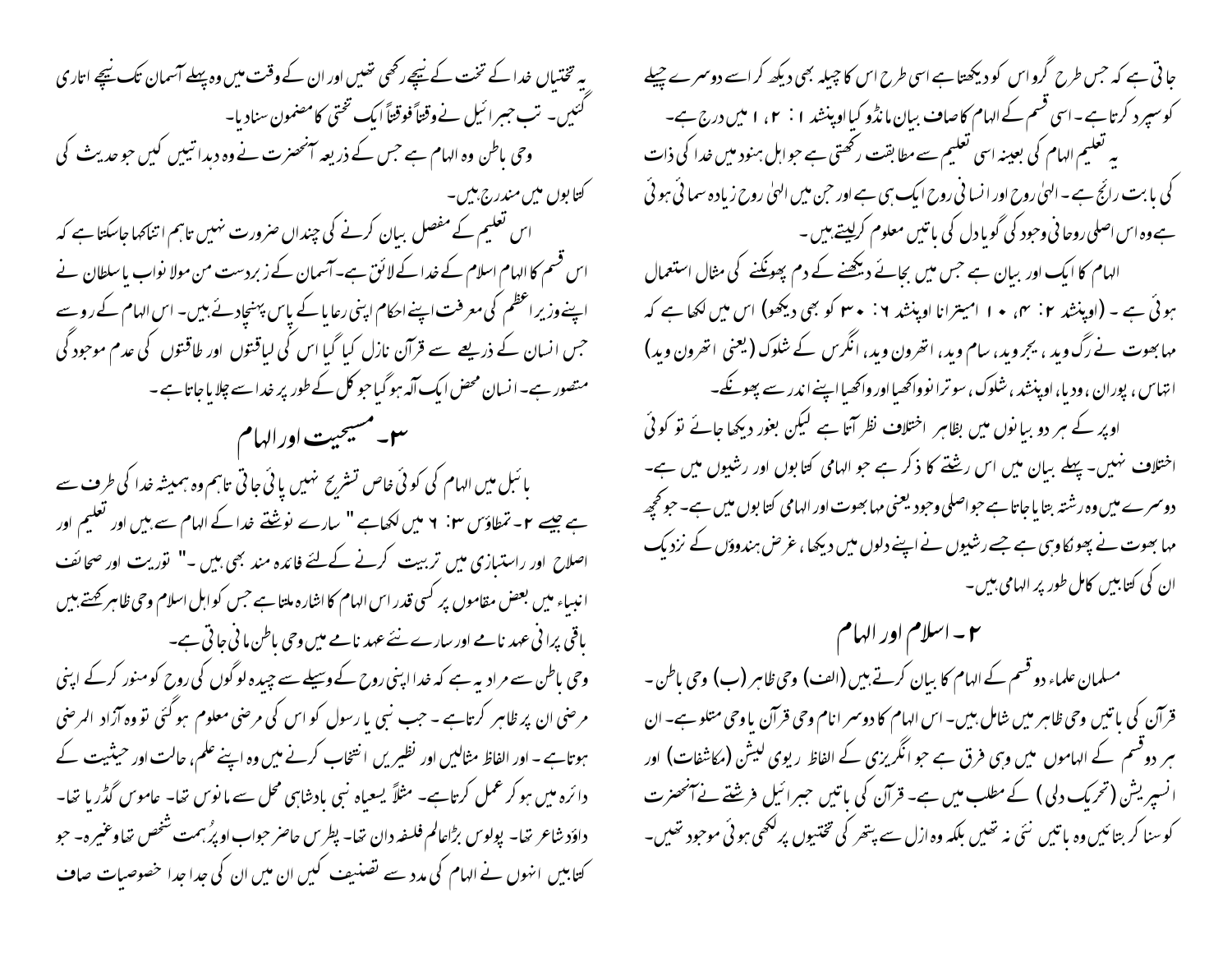جاتی ہے کہ جس طرح گرو اس کو دیکھتا ہے اسی طرح اس کا چیلہ بھی دیکھ کر اسے دوسرے چیلے کو سپرد کرتا ہے۔ اسی قسم کے الہام کا صاف بیان مانڈو کیا اوپنشد ۱ : ۲، ۱ میں درج ہے۔

یہ تعلیم الہام کی بعینہ اسی تعلیم سے مطابقت رکھتی ہے جو اہل ہنود میں خدا کی ذات کی بابت رائج ہے۔ الہیٰ روح اور انسانی روح ایک ہی ہے اور جن میں الہیٰ روح زیادہ سمائی ہوئی ہے وہ اس اصلی روحانی وجود کی گویا دل کی باتیں معلوم کرلیتے ہیں۔

الہام کا ایک اور بیان ہے جس میں بجائے دیکھنے کے دم پھونکنے کی مثال استعمال ہوئی ہے۔ (اوپنشد ۲: ۴، ۱۰ امیترانا اوپنشد ۶: ۳۰ کو بھی دیکھو) اس میں لکھا ہے کہ مہا بھوت نے رگ وید، یجر وید، سام وید، اتھرون وید، انگرس کے شلوک (یعنی اتھرون وید) اتہاس، پوران، ودیا، اوپنشد، شلوک، سوترا نو واکھیا اور واکھیا اپنے اندر سے پھونکے۔

اوپر کے ہر دو بیانوں میں بظاہر اختلاف نظر آتا ہے لیکن بغور دیکھا جائے تو کوئی اختلاف نہیں۔ پہلے بیان میں اس رشتے کا ذکر ہے جو الہامی کتابوں اور رشیوں میں ہے۔ دوسرے میں وہ رشتہ بتایا جاتا ہے جو اصلی وجود یعنی مہا بھوت اور الہامی کتابوں میں ہے۔ جو کچھ مہا بھوت نے پھونکا وہی ہے جسے رشیوں نے اپنے دلوں میں دیکھا، غرض ہندوؤں کے نزدیک ان کی کتابیں کامل طور پر الہامی ہیں۔

## ۲۔ اسلام اور الہام

مسلمان علماء دو قسم کے الہام کا بیان کرتے ہیں (الف) وحی ظاہر (ب) وحی باطن۔ قرآن کی باتیں وحی ظاہر میں شامل ہیں۔ اس الہام کا دوسرا نام وحی قرآن یا وحی متلو ہے۔ ان ہر دو قسم کے الہاموں میں وہی فرق ہے جو انگریزی کے الفاظ ریوی لیشن (مکاشفات) اور انسپریشن (تحریک دلی) کے مطلب میں ہے۔ قرآن کی باتیں جبرائیل فرشتے نے آنحضرت کو سنا کر بتائیں وہ باتیں نئی نہ تھیں بلکہ وہ ازل سے پتھر کی تختیوں پر لکھی ہوئی موجود تھیں۔

یہ تختیاں خدا کے تخت کے نیچے رکھی تھیں اور ان کے وقت میں وہ پہلے آسمان تک نیچے اتاری گئیں۔ تب جبرائیل نے وقتاً فوقتاً ایک تختی کا مضمون سنادیا۔

وحی باطن وہ الہام ہے جس کے ذریعہ آنحضرت نے وہ ہدایتیں کیں جو حدیث کی کتابوں میں مندرج ہیں۔

اس تعلیم کے مفصل بیان کرنے کی چنداں ضرورت نہیں تاہم اتنا کہا جاسکتا ہے کہ اس قسم کا الہام اسلام کے خدا کے لائق ہے۔ آسمان کے زبردست من مولا نواب یا سلطان نے اپنے وزیر اعظم کی معرفت اپنے احکام اپنی رعایا کے پاس پہنچادیئے ہیں۔ اس الہام کے رو سے جس انسان کے ذریعے سے قرآن نازل کیا گیا اس کی لیاقتوں اور طاقتوں کی عدم موجودگی متصور ہے۔ انسان محض ایک آلہ ہوگیا جو کل کے طور پر خدا سے چلایا جاتا ہے۔

## ۳۔ مسیحیت اور الہام

بائبل میں الہام کی کوئی خاص تشریح نہیں پائی جاتی تاہم وہ ہمیشہ خدا کی طرف سے ہے جیسے ۲۔ تمطاؤس ۳: ۶ میں لکھا ہے " سارے نوشتے خدا کے الہام سے ہیں اور تعلیم اور اصلاح اور راستبازی میں تربیت کرنے کے لئے فائدہ مند بھی ہیں۔" توریت اور صحائف انبیاء میں بعض مقاموں پر کسی قدر اس الہام کا اشارہ ملتا ہے جس کو اہل اسلام وحی ظاہر کہتے ہیں باقی پرانی عہد نامے اور سارے نئے عہد نامے میں وحی باطن مانی جاتی ہے۔

وحی باطن سے مراد یہ ہے کہ خدا اپنی روح کے وسیلے سے چیدہ لوگوں کی روح کو منور کرکے اپنی مرضی ان پر ظاہر کرتا ہے۔ جب نبی یا رسول کو اس کی مرضی معلوم ہوگئی تو وہ آزاد المرضی ہوتا ہے۔ اور الفاظ مثالیں اور نظیریں انتخاب کرنے میں وہ اپنے علم، حالت اور حیثیت کے دائرہ میں ہو کر عمل کرتا ہے۔ مثلاً یسعیاہ نبی بادشاہی محل سے مانوس تھا۔ عاموس گڈریا تھا۔ داؤد شاعر تھا۔ پولوس بڑا عالم فلسفہ دان تھا۔ پطرس حاضر جواب اور پُرہمت شخص تھا وغیرہ۔ جو کتابیں انہوں نے الہام کی مدد سے تصنیف کیں ان میں ان کی جدا جدا خصوصیات صاف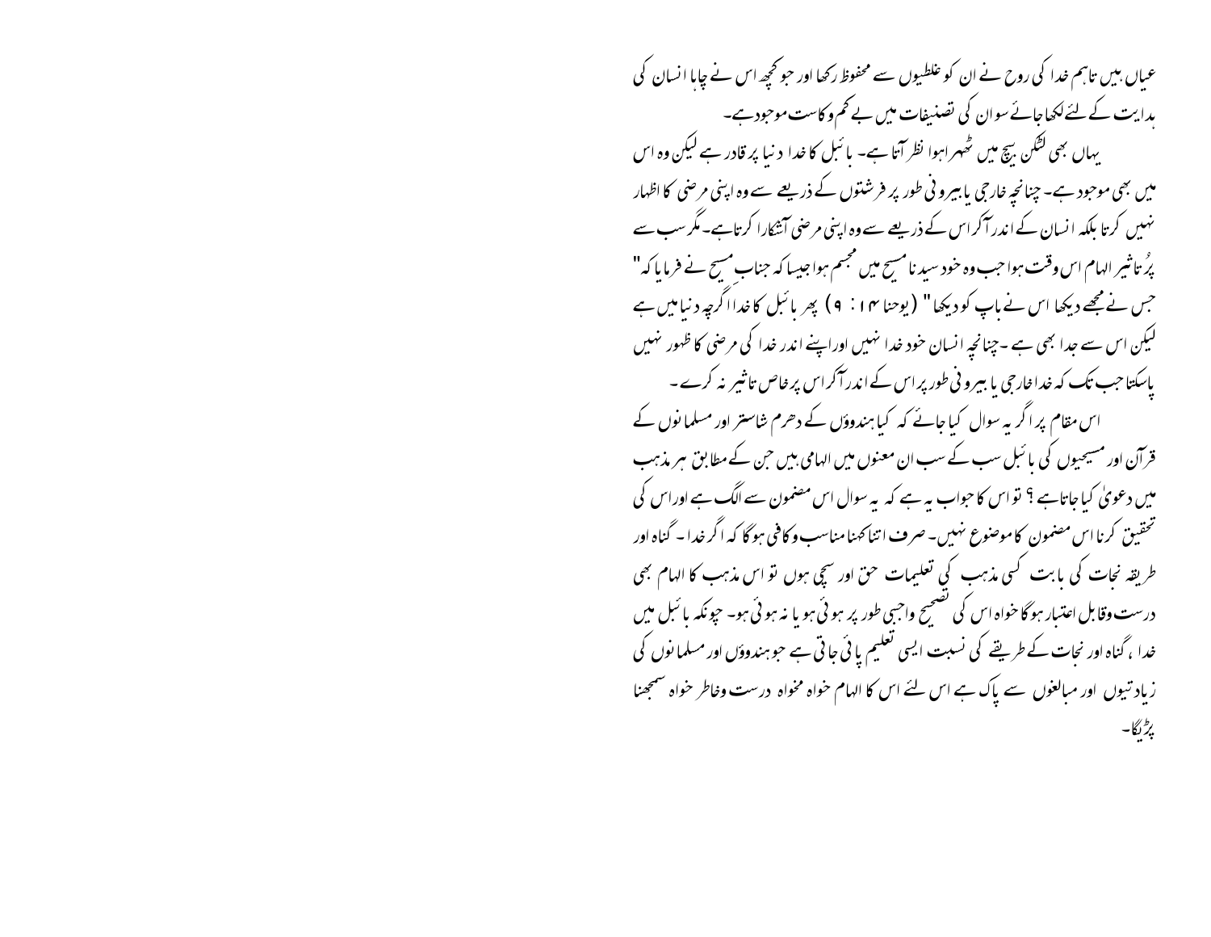عیاں ہیں تاہم خدا کی روح نے ان کو غلطیوں سے محفوظ رکھا اور جو کچھ اس نے چاہا انسان کی ہدایت کے لئے لکھا جائے سو ان کی تصنیفات میں بے کم وکاست موجود ہے۔

یہاں بھی لنگن بیچ میں ٹھہرا ہوا نظر آتا ہے۔ بائبل کا خدا دنیا پر قادر ہے لیکن وہ اس میں بھی موجود ہے۔ چنانچہ خارجی یا بیرونی طور پر فرشتوں کے ذریعے سے وہ اپنی مرضی کا اظہار نہیں کرتا بلکہ انسان کے اندر آکر اس کے ذریعے سے وہ اپنی مرضی آشکارا کرتا ہے۔ مگر سب سے پُر تاثیر الہام اس وقت ہوا جب وہ خود سیدنا مسیح میں مجسم ہوا جیسا کہ جناب مسیح نے فرمایا کہ " جس نے مجھے دیکھا اس نے باپ کو دیکھا" (یوحنا ۱۴: ۹) پھر بائبل کا خدا اگرچہ دنیا میں ہے لیکن اس سے جدا بھی ہے۔ چنانچہ انسان خود خدا نہیں اور اپنے اندر خدا کی مرضی کا ظہور نہیں پاسکتا جب تک کہ خدا خارجی یا بیرونی طور پر اس کے اندر آکر اس پر خاص تاثیر نہ کرے۔

اس مقام پر اگر یہ سوال کیا جائے کہ کیا ہندوؤں کے دھرم شاستر اور مسلمانوں کے قرآن اور مسیحیوں کی بائبل سب کے سب ان معنوں میں الہامی ہیں جن کے مطابق ہر مذہب میں دعویٰ کیا جاتا ہے ؟ تو اس کا جواب یہ ہے کہ یہ سوال اس مضمون سے الگ ہے اور اس کی تحقیق کرنا اس مضمون کا موضوع نہیں۔ صرف اتنا کہنا مناسب وکافی ہوگا کہ اگر خدا۔ گناہ اور طریقہ نجات کی بابت کسی مذہب کی تعلیمات حق اور سچی ہوں تو اس مذہب کا الہام بھی درست وقابل اعتبار ہوگا خواہ اس کی تصحیح واجبی طور پر ہوئی ہو یا نہ ہوئی ہو۔ چونکہ بائبل میں خدا، گناہ اور نجات کے طریقے کی نسبت ایسی تعلیم پائی جاتی ہے جو ہندوؤں اور مسلمانوں کی زیادتیوں اور مبالغوں سے پاک ہے اس لئے اس کا الہام خواہ مخواہ درست وخاطر خواہ سمجھنا پڑیگا۔